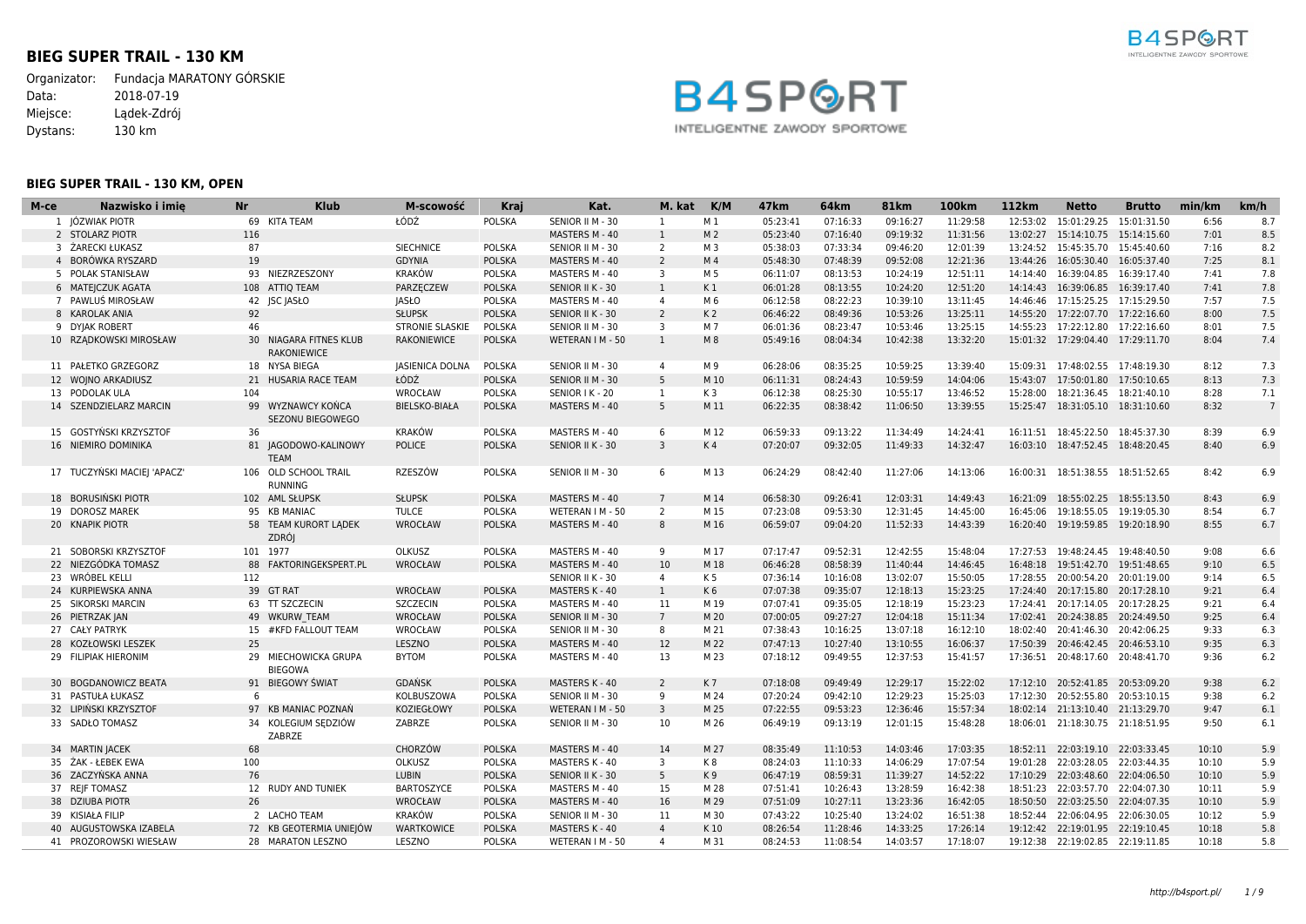# BIEG SUPER TRAIL - 130 KM

Organizator: Fundacja MARATONY GÓRSKIE
Data: 2018-07-19
Miejsce: Lądek-Zdrój
Dystans: 130 km

## BIEG SUPER TRAIL - 130 KM, OPEN

| M-ce | Nazwisko i imię | Nr | Klub | M-scowość | Kraj | Kat. | M. kat | K/M | 47km | 64km | 81km | 100km | 112km | Netto | Brutto | min/km | km/h |
|---|---|---|---|---|---|---|---|---|---|---|---|---|---|---|---|---|---|
| 1 | JÓZWIAK PIOTR | 69 | KITA TEAM | ŁÓDŹ | POLSKA | SENIOR II M - 30 | 1 | M 1 | 05:23:41 | 07:16:33 | 09:16:27 | 11:29:58 | 12:53:02 | 15:01:29.25 | 15:01:31.50 | 6:56 | 8.7 |
| 2 | STOLARZ PIOTR | 116 | | | | MASTERS M - 40 | 1 | M 2 | 05:23:40 | 07:16:40 | 09:19:32 | 11:31:56 | 13:02:27 | 15:14:10.75 | 15:14:15.60 | 7:01 | 8.5 |
| 3 | ŻARECKI ŁUKASZ | 87 | | SIECHNICE | POLSKA | SENIOR II M - 30 | 2 | M 3 | 05:38:03 | 07:33:34 | 09:46:20 | 12:01:39 | 13:24:52 | 15:45:35.70 | 15:45:40.60 | 7:16 | 8.2 |
| 4 | BORÓWKA RYSZARD | 19 | | GDYNIA | POLSKA | MASTERS M - 40 | 2 | M 4 | 05:48:30 | 07:48:39 | 09:52:08 | 12:21:36 | 13:44:26 | 16:05:30.40 | 16:05:37.40 | 7:25 | 8.1 |
| 5 | POLAK STANISŁAW | 93 | NIEZRZESZONY | KRAKÓW | POLSKA | MASTERS M - 40 | 3 | M 5 | 06:11:07 | 08:13:53 | 10:24:19 | 12:51:11 | 14:14:40 | 16:39:04.85 | 16:39:17.40 | 7:41 | 7.8 |
| 6 | MATEJCZUK AGATA | 108 | ATTIQ TEAM | PARZĘCZEW | POLSKA | SENIOR II K - 30 | 1 | K 1 | 06:01:28 | 08:13:55 | 10:24:20 | 12:51:20 | 14:14:43 | 16:39:06.85 | 16:39:17.40 | 7:41 | 7.8 |
| 7 | PAWLUŚ MIROSŁAW | 42 | JSC JASŁO | JASŁO | POLSKA | MASTERS M - 40 | 4 | M 6 | 06:12:58 | 08:22:23 | 10:39:10 | 13:11:45 | 14:46:46 | 17:15:25.25 | 17:15:29.50 | 7:57 | 7.5 |
| 8 | KAROLAK ANIA | 92 | | SŁUPSK | POLSKA | SENIOR II K - 30 | 2 | K 2 | 06:46:22 | 08:49:36 | 10:53:26 | 13:25:11 | 14:55:20 | 17:22:07.70 | 17:22:16.60 | 8:00 | 7.5 |
| 9 | DYJAK ROBERT | 46 | | STRONIE SLASKIE | POLSKA | SENIOR II M - 30 | 3 | M 7 | 06:01:36 | 08:23:47 | 10:53:46 | 13:25:15 | 14:55:23 | 17:22:12.80 | 17:22:16.60 | 8:01 | 7.5 |
| 10 | RZĄDKOWSKI MIROSŁAW | 30 | NIAGARA FITNES KLUB RAKONIEWICE | RAKONIEWICE | POLSKA | WETERAN I M - 50 | 1 | M 8 | 05:49:16 | 08:04:34 | 10:42:38 | 13:32:20 | 15:01:32 | 17:29:04.40 | 17:29:11.70 | 8:04 | 7.4 |
| 11 | PAŁETKO GRZEGORZ | 18 | NYSA BIEGA | JASIENICA DOLNA | POLSKA | SENIOR II M - 30 | 4 | M 9 | 06:28:06 | 08:35:25 | 10:59:25 | 13:39:40 | 15:09:31 | 17:48:02.55 | 17:48:19.30 | 8:12 | 7.3 |
| 12 | WOJNO ARKADIUSZ | 21 | HUSARIA RACE TEAM | ŁÓDŹ | POLSKA | SENIOR II M - 30 | 5 | M 10 | 06:11:31 | 08:24:43 | 10:59:59 | 14:04:06 | 15:43:07 | 17:50:01.80 | 17:50:10.65 | 8:13 | 7.3 |
| 13 | PODOLAK ULA | 104 | | WROCŁAW | POLSKA | SENIOR I K - 20 | 1 | K 3 | 06:12:38 | 08:25:30 | 10:55:17 | 13:46:52 | 15:28:00 | 18:21:36.45 | 18:21:40.10 | 8:28 | 7.1 |
| 14 | SZENDZIELARZ MARCIN | 99 | WYZNAWCY KOŃCA SEZONU BIEGOWEGO | BIELSKO-BIAŁA | POLSKA | MASTERS M - 40 | 5 | M 11 | 06:22:35 | 08:38:42 | 11:06:50 | 13:39:55 | 15:25:47 | 18:31:05.10 | 18:31:10.60 | 8:32 | 7 |
| 15 | GOSTYŃSKI KRZYSZTOF | 36 | | KRAKÓW | POLSKA | MASTERS M - 40 | 6 | M 12 | 06:59:33 | 09:13:22 | 11:34:49 | 14:24:41 | 16:11:51 | 18:45:22.50 | 18:45:37.30 | 8:39 | 6.9 |
| 16 | NIEMIRO DOMINIKA | 81 | JAGODOWO-KALINOWY TEAM | POLICE | POLSKA | SENIOR II K - 30 | 3 | K 4 | 07:20:07 | 09:32:05 | 11:49:33 | 14:32:47 | 16:03:10 | 18:47:52.45 | 18:48:20.45 | 8:40 | 6.9 |
| 17 | TUCZYŃSKI MACIEJ 'APACZ' | 106 | OLD SCHOOL TRAIL RUNNING | RZESZÓW | POLSKA | SENIOR II M - 30 | 6 | M 13 | 06:24:29 | 08:42:40 | 11:27:06 | 14:13:06 | 16:00:31 | 18:51:38.55 | 18:51:52.65 | 8:42 | 6.9 |
| 18 | BORUSIŃSKI PIOTR | 102 | AML SŁUPSK | SŁUPSK | POLSKA | MASTERS M - 40 | 7 | M 14 | 06:58:30 | 09:26:41 | 12:03:31 | 14:49:43 | 16:21:09 | 18:55:02.25 | 18:55:13.50 | 8:43 | 6.9 |
| 19 | DOROSZ MAREK | 95 | KB MANIAC | TULCE | POLSKA | WETERAN I M - 50 | 2 | M 15 | 07:23:08 | 09:53:30 | 12:31:45 | 14:45:00 | 16:45:06 | 19:18:55.05 | 19:19:05.30 | 8:54 | 6.7 |
| 20 | KNAPIK PIOTR | 58 | TEAM KURORT LĄDEK ZDRÓJ | WROCŁAW | POLSKA | MASTERS M - 40 | 8 | M 16 | 06:59:07 | 09:04:20 | 11:52:33 | 14:43:39 | 16:20:40 | 19:19:59.85 | 19:20:18.90 | 8:55 | 6.7 |
| 21 | SOBORSKI KRZYSZTOF | 101 | 1977 | OLKUSZ | POLSKA | MASTERS M - 40 | 9 | M 17 | 07:17:47 | 09:52:31 | 12:42:55 | 15:48:04 | 17:27:53 | 19:48:24.45 | 19:48:40.50 | 9:08 | 6.6 |
| 22 | NIEZGÓDKA TOMASZ | 88 | FAKTORINGEKSPERT.PL | WROCŁAW | POLSKA | MASTERS M - 40 | 10 | M 18 | 06:46:28 | 08:58:39 | 11:40:44 | 14:46:45 | 16:48:18 | 19:51:42.70 | 19:51:48.65 | 9:10 | 6.5 |
| 23 | WRÓBEL KELLI | 112 | | | | SENIOR II K - 30 | 4 | K 5 | 07:36:14 | 10:16:08 | 13:02:07 | 15:50:05 | 17:28:55 | 20:00:54.20 | 20:01:19.00 | 9:14 | 6.5 |
| 24 | KURPIEWSKA ANNA | 39 | GT RAT | WROCŁAW | POLSKA | MASTERS K - 40 | 1 | K 6 | 07:07:38 | 09:35:07 | 12:18:13 | 15:23:25 | 17:24:40 | 20:17:15.80 | 20:17:28.10 | 9:21 | 6.4 |
| 25 | SIKORSKI MARCIN | 63 | TT SZCZECIN | SZCZECIN | POLSKA | MASTERS M - 40 | 11 | M 19 | 07:07:41 | 09:35:05 | 12:18:19 | 15:23:23 | 17:24:41 | 20:17:14.05 | 20:17:28.25 | 9:21 | 6.4 |
| 26 | PIETRZAK JAN | 49 | WKURW_TEAM | WROCŁAW | POLSKA | SENIOR II M - 30 | 7 | M 20 | 07:00:05 | 09:27:27 | 12:04:18 | 15:11:34 | 17:02:41 | 20:24:38.85 | 20:24:49.50 | 9:25 | 6.4 |
| 27 | CAŁY PATRYK | 15 | #KFD FALLOUT TEAM | WROCŁAW | POLSKA | SENIOR II M - 30 | 8 | M 21 | 07:38:43 | 10:16:25 | 13:07:18 | 16:12:10 | 18:02:40 | 20:41:46.30 | 20:42:06.25 | 9:33 | 6.3 |
| 28 | KOZŁOWSKI LESZEK | 25 | | LESZNO | POLSKA | MASTERS M - 40 | 12 | M 22 | 07:47:13 | 10:27:40 | 13:10:55 | 16:06:37 | 17:50:39 | 20:46:42.45 | 20:46:53.10 | 9:35 | 6.3 |
| 29 | FILIPIAK HIERONIM | 29 | MIECHOWICKA GRUPA BIEGOWA | BYTOM | POLSKA | MASTERS M - 40 | 13 | M 23 | 07:18:12 | 09:49:55 | 12:37:53 | 15:41:57 | 17:36:51 | 20:48:17.60 | 20:48:41.70 | 9:36 | 6.2 |
| 30 | BOGDANOWICZ BEATA | 91 | BIEGOWY ŚWIAT | GDAŃSK | POLSKA | MASTERS K - 40 | 2 | K 7 | 07:18:08 | 09:49:49 | 12:29:17 | 15:22:02 | 17:12:10 | 20:52:41.85 | 20:53:09.20 | 9:38 | 6.2 |
| 31 | PASTUŁA ŁUKASZ | 6 | | KOLBUSZOWA | POLSKA | SENIOR II M - 30 | 9 | M 24 | 07:20:24 | 09:42:10 | 12:29:23 | 15:25:03 | 17:12:30 | 20:52:55.80 | 20:53:10.15 | 9:38 | 6.2 |
| 32 | LIPIŃSKI KRZYSZTOF | 97 | KB MANIAC POZNAŃ | KOZIEGŁOWY | POLSKA | WETERAN I M - 50 | 3 | M 25 | 07:22:55 | 09:53:23 | 12:36:46 | 15:57:34 | 18:02:14 | 21:13:10.40 | 21:13:29.70 | 9:47 | 6.1 |
| 33 | SADŁO TOMASZ | 34 | KOLEGIUM SĘDZIÓW ZABRZE | ZABRZE | POLSKA | SENIOR II M - 30 | 10 | M 26 | 06:49:19 | 09:13:19 | 12:01:15 | 15:48:28 | 18:06:01 | 21:18:30.75 | 21:18:51.95 | 9:50 | 6.1 |
| 34 | MARTIN JACEK | 68 | | CHORZÓW | POLSKA | MASTERS M - 40 | 14 | M 27 | 08:35:49 | 11:10:53 | 14:03:46 | 17:03:35 | 18:52:11 | 22:03:19.10 | 22:03:33.45 | 10:10 | 5.9 |
| 35 | ŻAK - ŁEBEK EWA | 100 | | OLKUSZ | POLSKA | MASTERS K - 40 | 3 | K 8 | 08:24:03 | 11:10:33 | 14:06:29 | 17:07:54 | 19:01:28 | 22:03:28.05 | 22:03:44.35 | 10:10 | 5.9 |
| 36 | ZACZYŃSKA ANNA | 76 | | LUBIN | POLSKA | SENIOR II K - 30 | 5 | K 9 | 06:47:19 | 08:59:31 | 11:39:27 | 14:52:22 | 17:10:29 | 22:03:48.60 | 22:04:06.50 | 10:10 | 5.9 |
| 37 | REJF TOMASZ | 12 | RUDY AND TUNIEK | BARTOSZYCE | POLSKA | MASTERS M - 40 | 15 | M 28 | 07:51:41 | 10:26:43 | 13:28:59 | 16:42:38 | 18:51:23 | 22:03:57.70 | 22:04:07.30 | 10:11 | 5.9 |
| 38 | DZIUBA PIOTR | 26 | | WROCŁAW | POLSKA | MASTERS M - 40 | 16 | M 29 | 07:51:09 | 10:27:11 | 13:23:36 | 16:42:05 | 18:50:50 | 22:03:25.80 | 22:04:07.35 | 10:10 | 5.9 |
| 39 | KISIAŁA FILIP | 2 | LACHO TEAM | KRAKÓW | POLSKA | SENIOR II M - 30 | 11 | M 30 | 07:43:22 | 10:25:40 | 13:24:02 | 16:51:38 | 18:52:44 | 22:06:04.95 | 22:06:30.05 | 10:12 | 5.9 |
| 40 | AUGUSTOWSKA IZABELA | 72 | KB GEOTERMIA UNIEJÓW | WARTKOWICE | POLSKA | MASTERS K - 40 | 4 | K 10 | 08:26:54 | 11:28:46 | 14:33:25 | 17:26:14 | 19:12:42 | 22:19:01.95 | 22:19:10.45 | 10:18 | 5.8 |
| 41 | PROZOROWSKI WIESŁAW | 28 | MARATON LESZNO | LESZNO | POLSKA | WETERAN I M - 50 | 4 | M 31 | 08:24:53 | 11:08:54 | 14:03:57 | 17:18:07 | 19:12:38 | 22:19:02.85 | 22:19:11.85 | 10:18 | 5.8 |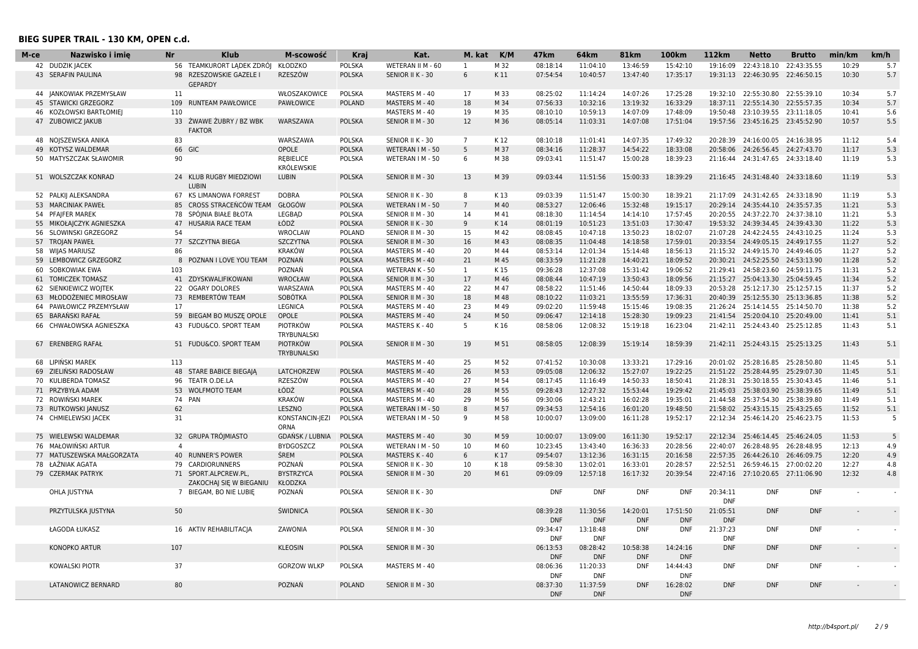## BIEG SUPER TRAIL - 130 KM, OPEN c.d.

| M-ce | Nazwisko i imię | Nr | Klub | M-scowość | Kraj | Kat. | M. kat | K/M | 47km | 64km | 81km | 100km | 112km | Netto | Brutto | min/km | km/h |
|---|---|---|---|---|---|---|---|---|---|---|---|---|---|---|---|---|---|
| 42 | DUDZIK JACEK | 56 | TEAMKURORT LĄDEK ZDRÓJ | KŁODZKO | POLSKA | WETERAN II M - 60 | 1 | M 32 | 08:18:14 | 11:04:10 | 13:46:59 | 15:42:10 | 19:16:09 | 22:43:18.10 | 22:43:35.55 | 10:29 | 5.7 |
| 43 | SERAFIN PAULINA | 98 | RZESZOWSKIE GAZELE I GEPARDY | RZESZÓW | POLSKA | SENIOR II K - 30 | 6 | K 11 | 07:54:54 | 10:40:57 | 13:47:40 | 17:35:17 | 19:31:13 | 22:46:30.95 | 22:46:50.15 | 10:30 | 5.7 |
| 44 | JANKOWIAK PRZEMYSŁAW | 11 | | WŁOSZAKOWICE | POLSKA | MASTERS M - 40 | 17 | M 33 | 08:25:02 | 11:14:24 | 14:07:26 | 17:25:28 | 19:32:10 | 22:55:30.80 | 22:55:39.10 | 10:34 | 5.7 |
| 45 | STAWICKI GRZEGORZ | 109 | RUNTEAM PAWŁOWICE | PAWŁOWICE | POLAND | MASTERS M - 40 | 18 | M 34 | 07:56:33 | 10:32:16 | 13:19:32 | 16:33:29 | 18:37:11 | 22:55:14.30 | 22:55:57.35 | 10:34 | 5.7 |
| 46 | KOZŁOWSKI BARTŁOMIEJ | 110 | | | | MASTERS M - 40 | 19 | M 35 | 08:10:10 | 10:59:13 | 14:07:09 | 17:48:09 | 19:50:48 | 23:10:39.55 | 23:11:18.05 | 10:41 | 5.6 |
| 47 | ZUBOWICZ JAKUB | 33 | ŻWAWE ŻUBRY / BZ WBK FAKTOR | WARSZAWA | POLSKA | SENIOR II M - 30 | 12 | M 36 | 08:05:14 | 11:03:31 | 14:07:08 | 17:51:04 | 19:57:56 | 23:45:16.25 | 23:45:52.90 | 10:57 | 5.5 |
| 48 | NOJSZEWSKA ANIKA | 83 | | WARSZAWA | POLSKA | SENIOR II K - 30 | 7 | K 12 | 08:10:18 | 11:01:41 | 14:07:35 | 17:49:32 | 20:28:39 | 24:16:00.05 | 24:16:38.95 | 11:12 | 5.4 |
| 49 | KOTYSZ WALDEMAR | 66 | GIC | OPOLE | POLSKA | WETERAN I M - 50 | 5 | M 37 | 08:34:16 | 11:28:37 | 14:54:22 | 18:33:08 | 20:58:06 | 24:26:56.45 | 24:27:43.70 | 11:17 | 5.3 |
| 50 | MATYSZCZAK SŁAWOMIR | 90 | | RĘBIELICE KRÓLEWSKIE | POLSKA | WETERAN I M - 50 | 6 | M 38 | 09:03:41 | 11:51:47 | 15:00:28 | 18:39:23 | 21:16:44 | 24:31:47.65 | 24:33:18.40 | 11:19 | 5.3 |
| 51 | WOLSZCZAK KONRAD | 24 | KLUB RUGBY MIEDZIOWI LUBIN | LUBIN | POLSKA | SENIOR II M - 30 | 13 | M 39 | 09:03:44 | 11:51:56 | 15:00:33 | 18:39:29 | 21:16:45 | 24:31:48.40 | 24:33:18.60 | 11:19 | 5.3 |
| 52 | PALKIJ ALEKSANDRA | 67 | KS LIMANOWA FORREST | DOBRA | POLSKA | SENIOR II K - 30 | 8 | K 13 | 09:03:39 | 11:51:47 | 15:00:30 | 18:39:21 | 21:17:09 | 24:31:42.65 | 24:33:18.90 | 11:19 | 5.3 |
| 53 | MARCINIAK PAWEŁ | 85 | CROSS STRACEŃCÓW TEAM | GŁOGÓW | POLSKA | WETERAN I M - 50 | 7 | M 40 | 08:53:27 | 12:06:46 | 15:32:48 | 19:15:17 | 20:29:14 | 24:35:44.10 | 24:35:57.35 | 11:21 | 5.3 |
| 54 | PFAJFER MAREK | 78 | SPÓJNIA BIAŁE BŁOTA | LEGBĄD | POLSKA | SENIOR II M - 30 | 14 | M 41 | 08:18:30 | 11:14:54 | 14:14:10 | 17:57:45 | 20:20:55 | 24:37:22.70 | 24:37:38.10 | 11:21 | 5.3 |
| 55 | MIKOŁAJCZYK AGNIESZKA | 47 | HUSARIA RACE TEAM | ŁÓDŹ | POLSKA | SENIOR II K - 30 | 9 | K 14 | 08:01:19 | 10:51:23 | 13:51:03 | 17:30:47 | 19:53:32 | 24:39:34.45 | 24:39:43.30 | 11:22 | 5.3 |
| 56 | SLOWINSKI GRZEGORZ | 54 | | WROCLAW | POLAND | SENIOR II M - 30 | 15 | M 42 | 08:08:45 | 10:47:18 | 13:50:23 | 18:02:07 | 21:07:28 | 24:42:24.55 | 24:43:10.25 | 11:24 | 5.3 |
| 57 | TROJAN PAWEŁ | 77 | SZCZYTNA BIEGA | SZCZYTNA | POLSKA | SENIOR II M - 30 | 16 | M 43 | 08:08:35 | 11:04:48 | 14:18:58 | 17:59:01 | 20:33:54 | 24:49:05.15 | 24:49:17.55 | 11:27 | 5.2 |
| 58 | WIJAS MARIUSZ | 86 | | KRAKÓW | POLSKA | MASTERS M - 40 | 20 | M 44 | 08:53:14 | 12:01:34 | 15:14:48 | 18:56:13 | 21:15:32 | 24:49:15.70 | 24:49:46.05 | 11:27 | 5.2 |
| 59 | LEMBOWICZ GRZEGORZ | 8 | POZNAN I LOVE YOU TEAM | POZNAŃ | POLSKA | MASTERS M - 40 | 21 | M 45 | 08:33:59 | 11:21:28 | 14:40:21 | 18:09:52 | 20:30:21 | 24:52:25.50 | 24:53:13.90 | 11:28 | 5.2 |
| 60 | SOBKOWIAK EWA | 103 | | POZNAŃ | POLSKA | WETERAN K - 50 | 1 | K 15 | 09:36:28 | 12:37:08 | 15:31:42 | 19:06:52 | 21:29:41 | 24:58:23.60 | 24:59:11.75 | 11:31 | 5.2 |
| 61 | TOMICZEK TOMASZ | 41 | ZDYSKWALIFIKOWANI | WROCŁAW | POLSKA | SENIOR II M - 30 | 17 | M 46 | 08:08:44 | 10:47:19 | 13:50:43 | 18:09:56 | 21:15:27 | 25:04:13.30 | 25:04:59.45 | 11:34 | 5.2 |
| 62 | SIENKIEWICZ WOJTEK | 22 | OGARY DOLORES | WARSZAWA | POLSKA | MASTERS M - 40 | 22 | M 47 | 08:58:22 | 11:51:46 | 14:50:44 | 18:09:33 | 20:53:28 | 25:12:17.30 | 25:12:57.15 | 11:37 | 5.2 |
| 63 | MŁODOŻENIEC MIROSŁAW | 73 | REMBERTÓW TEAM | SOBÓTKA | POLSKA | SENIOR II M - 30 | 18 | M 48 | 08:10:22 | 11:03:21 | 13:55:59 | 17:36:31 | 20:40:39 | 25:12:55.30 | 25:13:36.85 | 11:38 | 5.2 |
| 64 | PAWŁOWICZ PRZEMYSŁAW | 17 | | LEGNICA | POLSKA | MASTERS M - 40 | 23 | M 49 | 09:02:20 | 11:59:48 | 15:15:46 | 19:08:35 | 21:26:24 | 25:14:14.55 | 25:14:50.70 | 11:38 | 5.2 |
| 65 | BARAŃSKI RAFAŁ | 59 | BIEGAM BO MUSZĘ OPOLE | OPOLE | POLSKA | MASTERS M - 40 | 24 | M 50 | 09:06:47 | 12:14:18 | 15:28:30 | 19:09:23 | 21:41:54 | 25:20:04.10 | 25:20:49.00 | 11:41 | 5.1 |
| 66 | CHWAŁOWSKA AGNIESZKA | 43 | FUDU&CO. SPORT TEAM | PIOTRKÓW TRYBUNALSKI | POLSKA | MASTERS K - 40 | 5 | K 16 | 08:58:06 | 12:08:32 | 15:19:18 | 16:23:04 | 21:42:11 | 25:24:43.40 | 25:25:12.85 | 11:43 | 5.1 |
| 67 | ERENBERG RAFAŁ | 51 | FUDU&CO. SPORT TEAM | PIOTRKÓW TRYBUNALSKI | POLSKA | SENIOR II M - 30 | 19 | M 51 | 08:58:05 | 12:08:39 | 15:19:14 | 18:59:39 | 21:42:11 | 25:24:43.15 | 25:25:13.25 | 11:43 | 5.1 |
| 68 | LIPIŃSKI MAREK | 113 | | | | MASTERS M - 40 | 25 | M 52 | 07:41:52 | 10:30:08 | 13:33:21 | 17:29:16 | 20:01:02 | 25:28:16.85 | 25:28:50.80 | 11:45 | 5.1 |
| 69 | ZIELIŃSKI RADOSŁAW | 48 | STARE BABICE BIEGAJĄ | LATCHORZEW | POLSKA | MASTERS M - 40 | 26 | M 53 | 09:05:08 | 12:06:32 | 15:27:07 | 19:22:25 | 21:51:22 | 25:28:44.95 | 25:29:07.30 | 11:45 | 5.1 |
| 70 | KULIBERDA TOMASZ | 96 | TEATR O.DE.LA | RZESZÓW | POLSKA | MASTERS M - 40 | 27 | M 54 | 08:17:45 | 11:16:49 | 14:50:33 | 18:50:41 | 21:28:31 | 25:30:18.55 | 25:30:43.45 | 11:46 | 5.1 |
| 71 | PRZYBYŁA ADAM | 53 | WOLFMOTO TEAM | ŁÓDŹ | POLSKA | MASTERS M - 40 | 28 | M 55 | 09:28:43 | 12:27:32 | 15:53:44 | 19:29:42 | 21:45:03 | 25:38:03.90 | 25:38:39.65 | 11:49 | 5.1 |
| 72 | ROWIŃSKI MAREK | 74 | PAN | KRAKÓW | POLSKA | MASTERS M - 40 | 29 | M 56 | 09:30:06 | 12:43:21 | 16:02:28 | 19:35:01 | 21:44:58 | 25:37:54.30 | 25:38:39.80 | 11:49 | 5.1 |
| 73 | RUTKOWSKI JANUSZ | 62 | | LESZNO | POLSKA | WETERAN I M - 50 | 8 | M 57 | 09:34:53 | 12:54:16 | 16:01:20 | 19:48:50 | 21:58:02 | 25:43:15.15 | 25:43:25.65 | 11:52 | 5.1 |
| 74 | CHMIELEWSKI JACEK | 31 | | KONSTANCIN-JEZIORNA | POLSKA | WETERAN I M - 50 | 9 | M 58 | 10:00:07 | 13:09:00 | 16:11:28 | 19:52:17 | 22:12:34 | 25:46:14.20 | 25:46:23.75 | 11:53 | 5 |
| 75 | WIELEWSKI WALDEMAR | 32 | GRUPA TRÓJMIASTO | GDAŃSK / LUBNIA | POLSKA | MASTERS M - 40 | 30 | M 59 | 10:00:07 | 13:09:00 | 16:11:30 | 19:52:17 | 22:12:34 | 25:46:14.45 | 25:46:24.05 | 11:53 | 5 |
| 76 | MAŁOWIŃSKI ARTUR | 4 | | BYDGOSZCZ | POLSKA | WETERAN I M - 50 | 10 | M 60 | 10:23:45 | 13:43:40 | 16:36:33 | 20:28:56 | 22:40:07 | 26:28:48.95 | 26:28:48.95 | 12:13 | 4.9 |
| 77 | MATUSZEWSKA MAŁGORZATA | 40 | RUNNER'S POWER | ŚREM | POLSKA | MASTERS K - 40 | 6 | K 17 | 09:54:07 | 13:12:36 | 16:31:15 | 20:16:58 | 22:57:35 | 26:44:26.10 | 26:46:09.75 | 12:20 | 4.9 |
| 78 | ŁAŹNIAK AGATA | 79 | CARDIORUNNERS | POZNAŃ | POLSKA | SENIOR II K - 30 | 10 | K 18 | 09:58:30 | 13:02:01 | 16:33:01 | 20:28:57 | 22:52:51 | 26:59:46.15 | 27:00:02.20 | 12:27 | 4.8 |
| 79 | CZERMAK PATRYK | 71 | SPORT.ALPCREW.PL, ZAKOCHAJ SIĘ W BIEGANIU | BYSTRZYCA KŁODZKA | POLSKA | SENIOR II M - 30 | 20 | M 61 | 09:09:09 | 12:57:18 | 16:17:32 | 20:39:54 | 22:47:16 | 27:10:20.65 | 27:11:06.90 | 12:32 | 4.8 |
| | OHLA JUSTYNA | 7 | BIEGAM, BO NIE LUBIĘ | POZNAŃ | POLSKA | SENIOR II K - 30 | | | DNF | DNF | DNF | DNF | 20:34:11 DNF | DNF | DNF | - | - |
| | PRZYTULSKA JUSTYNA | 50 | | ŚWIDNICA | POLSKA | SENIOR II K - 30 | | | 08:39:28 DNF | 11:30:56 DNF | 14:20:01 DNF | 17:51:50 DNF | 21:05:51 DNF | DNF | DNF | - | - |
| | ŁAGODA ŁUKASZ | 16 | AKTIV REHABILITACJA | ZAWONIA | POLSKA | SENIOR II M - 30 | | | 09:34:47 DNF | 13:18:48 DNF | DNF | DNF | 21:37:23 DNF | DNF | DNF | - | - |
| | KONOPKO ARTUR | 107 | | KLEOSIN | POLSKA | SENIOR II M - 30 | | | 06:13:53 DNF | 08:28:42 DNF | 10:58:38 DNF | 14:24:16 DNF | DNF | DNF | DNF | - | - |
| | KOWALSKI PIOTR | 37 | | GORZOW WLKP | POLSKA | MASTERS M - 40 | | | 08:06:36 DNF | 11:20:33 DNF | DNF | 14:44:43 DNF | DNF | DNF | DNF | - | - |
| | LATANOWICZ BERNARD | 80 | | POZNAŃ | POLAND | SENIOR II M - 30 | | | 08:37:30 DNF | 11:37:59 DNF | DNF | 16:28:02 DNF | DNF | DNF | DNF | - | - |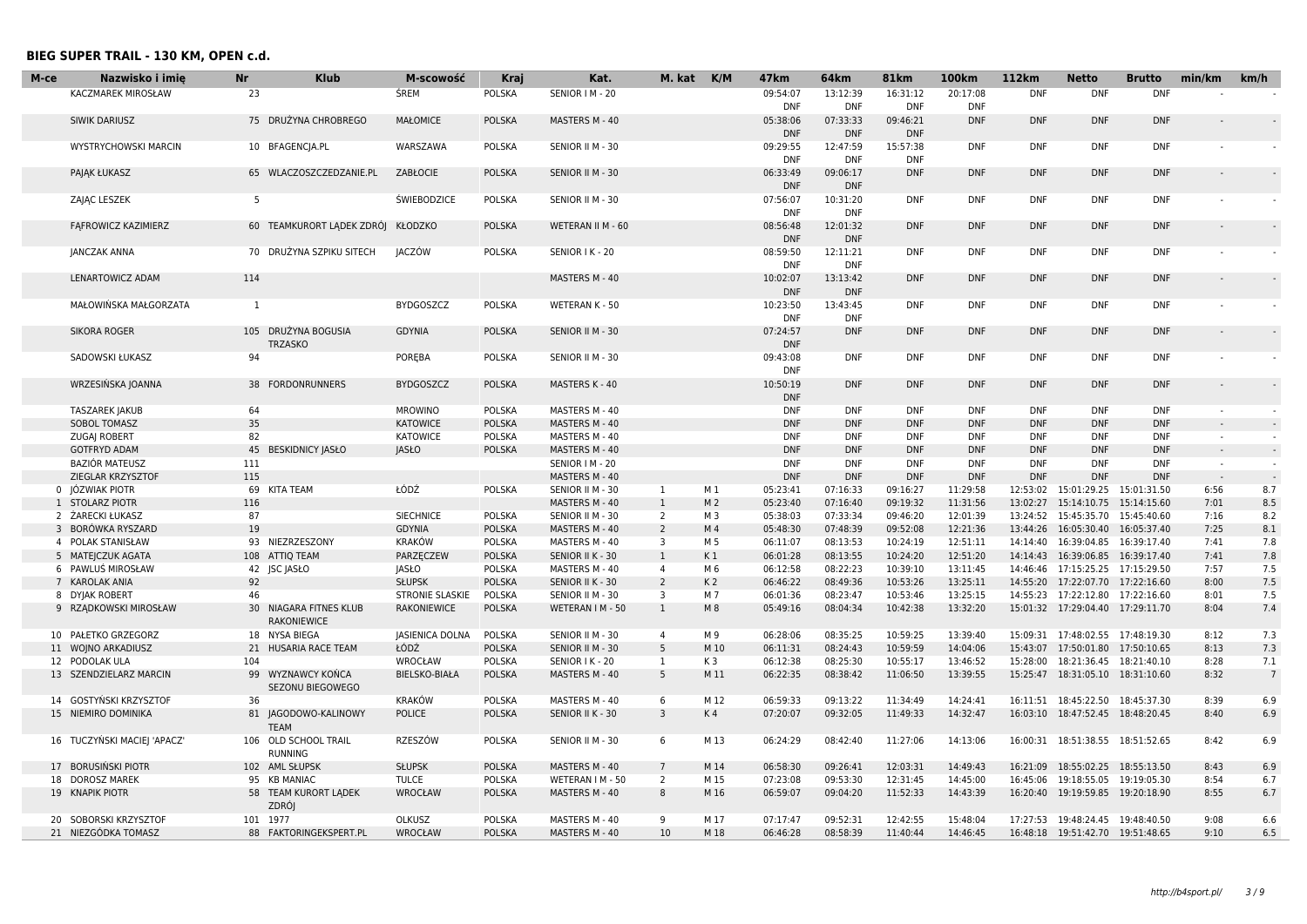## BIEG SUPER TRAIL - 130 KM, OPEN c.d.

| M-ce | Nazwisko i imię | Nr | Klub | M-scowość | Kraj | Kat. | M. kat | K/M | 47km | 64km | 81km | 100km | 112km | Netto | Brutto | min/km | km/h |
|---|---|---|---|---|---|---|---|---|---|---|---|---|---|---|---|---|---|
| | KACZMAREK MIROSŁAW | 23 | | ŚREM | POLSKA | SENIOR I M - 20 | | | 09:54:07 DNF | 13:12:39 DNF | 16:31:12 DNF | 20:17:08 DNF | DNF | DNF | DNF | - | - |
| | SIWIK DARIUSZ | 75 | DRUŻYNA CHROBREGO | MAŁOMICE | POLSKA | MASTERS M - 40 | | | 05:38:06 DNF | 07:33:33 DNF | 09:46:21 DNF | DNF | DNF | DNF | DNF | - | - |
| | WYSTRYCHOWSKI MARCIN | 10 | BFAGENCJA.PL | WARSZAWA | POLSKA | SENIOR II M - 30 | | | 09:29:55 DNF | 12:47:59 DNF | 15:57:38 DNF | DNF | DNF | DNF | DNF | - | - |
| | PAJĄK ŁUKASZ | 65 | WLACZOSZCZEDZANIE.PL | ZABŁOCIE | POLSKA | SENIOR II M - 30 | | | 06:33:49 DNF | 09:06:17 DNF | DNF | DNF | DNF | DNF | DNF | - | - |
| | ZAJĄC LESZEK | 5 | | ŚWIEBODZICE | POLSKA | SENIOR II M - 30 | | | 07:56:07 DNF | 10:31:20 DNF | DNF | DNF | DNF | DNF | DNF | - | - |
| | FĄFROWICZ KAZIMIERZ | 60 | TEAMKURORT LĄDEK ZDRÓJ | KŁODZKO | POLSKA | WETERAN II M - 60 | | | 08:56:48 DNF | 12:01:32 DNF | DNF | DNF | DNF | DNF | DNF | - | - |
| | JANCZAK ANNA | 70 | DRUŻYNA SZPIKU SITECH | JACZÓW | POLSKA | SENIOR I K - 20 | | | 08:59:50 DNF | 12:11:21 DNF | DNF | DNF | DNF | DNF | DNF | - | - |
| | LENARTOWICZ ADAM | 114 | | | | MASTERS M - 40 | | | 10:02:07 DNF | 13:13:42 DNF | DNF | DNF | DNF | DNF | DNF | - | - |
| | MAŁOWIŃSKA MAŁGORZATA | 1 | | BYDGOSZCZ | POLSKA | WETERAN K - 50 | | | 10:23:50 DNF | 13:43:45 DNF | DNF | DNF | DNF | DNF | DNF | - | - |
| | SIKORA ROGER | 105 | DRUŻYNA BOGUSIA TRZASKO | GDYNIA | POLSKA | SENIOR II M - 30 | | | 07:24:57 DNF | DNF | DNF | DNF | DNF | DNF | DNF | - | - |
| | SADOWSKI ŁUKASZ | 94 | | PORĘBA | POLSKA | SENIOR II M - 30 | | | 09:43:08 DNF | DNF | DNF | DNF | DNF | DNF | DNF | - | - |
| | WRZESIŃSKA JOANNA | 38 | FORDONRUNNERS | BYDGOSZCZ | POLSKA | MASTERS K - 40 | | | 10:50:19 DNF | DNF | DNF | DNF | DNF | DNF | DNF | - | - |
| | TASZAREK JAKUB | 64 | | MROWINO | POLSKA | MASTERS M - 40 | | | DNF | DNF | DNF | DNF | DNF | DNF | DNF | - | - |
| | SOBOL TOMASZ | 35 | | KATOWICE | POLSKA | MASTERS M - 40 | | | DNF | DNF | DNF | DNF | DNF | DNF | DNF | - | - |
| | ZUGAJ ROBERT | 82 | | KATOWICE | POLSKA | MASTERS M - 40 | | | DNF | DNF | DNF | DNF | DNF | DNF | DNF | - | - |
| | GOTFRYD ADAM | 45 | BESKIDNICY JASŁO | JASŁO | POLSKA | MASTERS M - 40 | | | DNF | DNF | DNF | DNF | DNF | DNF | DNF | - | - |
| | BAZIÓR MATEUSZ | 111 | | | | SENIOR I M - 20 | | | DNF | DNF | DNF | DNF | DNF | DNF | DNF | - | - |
| | ZIEGLAR KRZYSZTOF | 115 | | | | MASTERS M - 40 | | | DNF | DNF | DNF | DNF | DNF | DNF | DNF | - | - |
| 0 | JÓZWIAK PIOTR | 69 | KITA TEAM | ŁÓDŹ | POLSKA | SENIOR II M - 30 | 1 | M 1 | 05:23:41 | 07:16:33 | 09:16:27 | 11:29:58 | 12:53:02 | 15:01:29.25 | 15:01:31.50 | 6:56 | 8.7 |
| 1 | STOLARZ PIOTR | 116 | | | | MASTERS M - 40 | 1 | M 2 | 05:23:40 | 07:16:40 | 09:19:32 | 11:31:56 | 13:02:27 | 15:14:10.75 | 15:14:15.60 | 7:01 | 8.5 |
| 2 | ŻARECKI ŁUKASZ | 87 | | SIECHNICE | POLSKA | SENIOR II M - 30 | 2 | M 3 | 05:38:03 | 07:33:34 | 09:46:20 | 12:01:39 | 13:24:52 | 15:45:35.70 | 15:45:40.60 | 7:16 | 8.2 |
| 3 | BORÓWKA RYSZARD | 19 | | GDYNIA | POLSKA | MASTERS M - 40 | 2 | M 4 | 05:48:30 | 07:48:39 | 09:52:08 | 12:21:36 | 13:44:26 | 16:05:30.40 | 16:05:37.40 | 7:25 | 8.1 |
| 4 | POLAK STANISŁAW | 93 | NIEZRZESZONY | KRAKÓW | POLSKA | MASTERS M - 40 | 3 | M 5 | 06:11:07 | 08:13:53 | 10:24:19 | 12:51:11 | 14:14:40 | 16:39:04.85 | 16:39:08.30 | 7:41 | 7.8 |
| 5 | MATEJCZUK AGATA | 108 | ATTIQ TEAM | PARZĘCZEW | POLSKA | SENIOR II K - 30 | 1 | K 1 | 06:01:28 | 08:13:55 | 10:24:20 | 12:51:20 | 14:14:43 | 16:39:06.85 | 16:39:17.40 | 7:41 | 7.8 |
| 6 | PAWLUŚ MIROSŁAW | 42 | JSC JASŁO | JASŁO | POLSKA | MASTERS M - 40 | 4 | M 6 | 06:12:58 | 08:22:23 | 10:39:10 | 13:11:45 | 14:46:46 | 17:15:25.25 | 17:15:29.50 | 7:57 | 7.5 |
| 7 | KAROLAK ANIA | 92 | | SŁUPSK | POLSKA | SENIOR II K - 30 | 2 | K 2 | 06:46:22 | 08:49:36 | 10:53:26 | 13:25:11 | 14:55:20 | 17:22:07.70 | 17:22:16.60 | 8:00 | 7.5 |
| 8 | DYJAK ROBERT | 46 | | STRONIE SLASKIE | POLSKA | SENIOR II M - 30 | 3 | M 7 | 06:01:36 | 08:23:47 | 10:53:46 | 13:25:15 | 14:55:23 | 17:22:12.80 | 17:22:16.60 | 8:01 | 7.5 |
| 9 | RZĄDKOWSKI MIROSŁAW | 30 | NIAGARA FITNES KLUB RAKONIEWICE | RAKONIEWICE | POLSKA | WETERAN I M - 50 | 1 | M 8 | 05:49:16 | 08:04:34 | 10:42:38 | 13:32:20 | 15:01:32 | 17:29:04.40 | 17:29:11.70 | 8:04 | 7.4 |
| 10 | PAŁETKO GRZEGORZ | 18 | NYSA BIEGA | JASIENICA DOLNA | POLSKA | SENIOR II M - 30 | 4 | M 9 | 06:28:06 | 08:35:25 | 10:59:25 | 13:39:40 | 15:09:31 | 17:48:02.55 | 17:48:19.30 | 8:12 | 7.3 |
| 11 | WOJNO ARKADIUSZ | 21 | HUSARIA RACE TEAM | ŁÓDŹ | POLSKA | SENIOR II M - 30 | 5 | M 10 | 06:11:31 | 08:24:43 | 10:59:59 | 14:04:06 | 15:43:07 | 17:50:01.80 | 17:50:10.65 | 8:13 | 7.3 |
| 12 | PODOLAK ULA | 104 | | WROCŁAW | POLSKA | SENIOR I K - 20 | 1 | K 3 | 06:12:38 | 08:25:30 | 10:55:17 | 13:46:52 | 15:28:00 | 18:21:36.45 | 18:21:40.10 | 8:28 | 7.1 |
| 13 | SZENDZIELARZ MARCIN | 99 | WYZNAWCY KOŃCA SEZONU BIEGOWEGO | BIELSKO-BIAŁA | POLSKA | MASTERS M - 40 | 5 | M 11 | 06:22:35 | 08:38:42 | 11:06:50 | 13:39:55 | 15:25:47 | 18:31:05.10 | 18:31:10.60 | 8:32 | 7 |
| 14 | GOSTYŃSKI KRZYSZTOF | 36 | | KRAKÓW | POLSKA | MASTERS M - 40 | 6 | M 12 | 06:59:33 | 09:13:22 | 11:34:49 | 14:24:41 | 16:11:51 | 18:45:22.50 | 18:45:37.30 | 8:39 | 6.9 |
| 15 | NIEMIRO DOMINIKA | 81 | JAGODOWO-KALINOWY TEAM | POLICE | POLSKA | SENIOR II K - 30 | 3 | K 4 | 07:20:07 | 09:32:05 | 11:49:33 | 14:32:47 | 16:03:10 | 18:47:52.45 | 18:48:20.45 | 8:40 | 6.9 |
| 16 | TUCZYŃSKI MACIEJ 'APACZ' | 106 | OLD SCHOOL TRAIL RUNNING | RZESZÓW | POLSKA | SENIOR II M - 30 | 6 | M 13 | 06:24:29 | 08:42:40 | 11:27:06 | 14:13:06 | 16:00:31 | 18:51:38.55 | 18:51:52.65 | 8:42 | 6.9 |
| 17 | BORUSIŃSKI PIOTR | 102 | AML SŁUPSK | SŁUPSK | POLSKA | MASTERS M - 40 | 7 | M 14 | 06:58:30 | 09:26:41 | 12:03:31 | 14:49:43 | 16:21:09 | 18:55:02.25 | 18:55:13.50 | 8:43 | 6.9 |
| 18 | DOROSZ MAREK | 95 | KB MANIAC | TULCE | POLSKA | WETERAN I M - 50 | 2 | M 15 | 07:23:08 | 09:53:30 | 12:31:45 | 14:45:00 | 16:45:06 | 19:18:55.05 | 19:19:05.30 | 8:54 | 6.7 |
| 19 | KNAPIK PIOTR | 58 | TEAM KURORT LĄDEK ZDRÓJ | WROCŁAW | POLSKA | MASTERS M - 40 | 8 | M 16 | 06:59:07 | 09:04:20 | 11:52:33 | 14:43:39 | 16:20:40 | 19:19:59.85 | 19:20:18.90 | 8:55 | 6.7 |
| 20 | SOBORSKI KRZYSZTOF | 101 | 1977 | OLKUSZ | POLSKA | MASTERS M - 40 | 9 | M 17 | 07:17:47 | 09:52:31 | 12:42:55 | 15:48:04 | 17:27:53 | 19:48:24.45 | 19:48:40.50 | 9:08 | 6.6 |
| 21 | NIEZGÓDKA TOMASZ | 88 | FAKTORINGEKSPERT.PL | WROCŁAW | POLSKA | MASTERS M - 40 | 10 | M 18 | 06:46:28 | 08:58:39 | 11:40:44 | 14:46:45 | 16:48:18 | 19:51:42.70 | 19:51:48.65 | 9:10 | 6.5 |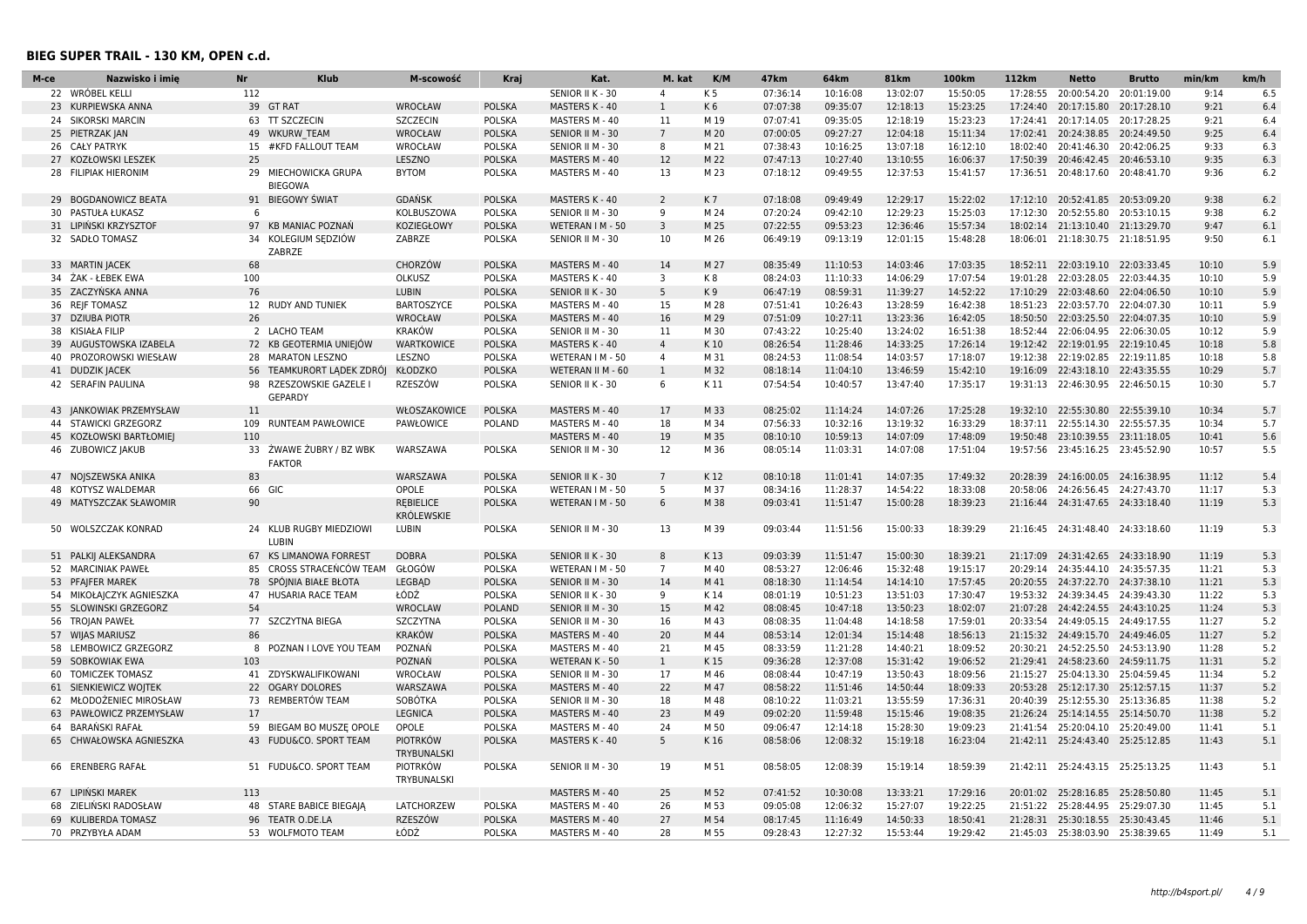## BIEG SUPER TRAIL - 130 KM, OPEN c.d.

| M-ce | Nazwisko i imię | Nr | Klub | M-scowość | Kraj | Kat. | M. kat | K/M | 47km | 64km | 81km | 100km | 112km | Netto | Brutto | min/km | km/h |
|---|---|---|---|---|---|---|---|---|---|---|---|---|---|---|---|---|---|
| 22 | WRÓBEL KELLI | 112 | | | | SENIOR II K - 30 | 4 | K 5 | 07:36:14 | 10:16:08 | 13:02:07 | 15:50:05 | 17:28:55 | 20:00:54.20 | 20:01:19.00 | 9:14 | 6.5 |
| 23 | KURPIEWSKA ANNA | 39 | GT RAT | WROCŁAW | POLSKA | MASTERS K - 40 | 1 | K 6 | 07:07:38 | 09:35:07 | 12:18:13 | 15:23:25 | 17:24:40 | 20:17:15.80 | 20:17:28.10 | 9:21 | 6.4 |
| 24 | SIKORSKI MARCIN | 63 | TT SZCZECIN | SZCZECIN | POLSKA | MASTERS M - 40 | 11 | M 19 | 07:07:41 | 09:35:05 | 12:18:19 | 15:23:23 | 17:24:41 | 20:17:14.05 | 20:17:28.25 | 9:21 | 6.4 |
| 25 | PIETRZAK JAN | 49 | WKURW_TEAM | WROCŁAW | POLSKA | SENIOR II M - 30 | 7 | M 20 | 07:00:05 | 09:27:27 | 12:04:18 | 15:11:34 | 17:02:41 | 20:24:38.85 | 20:24:49.50 | 9:25 | 6.4 |
| 26 | CAŁY PATRYK | 15 | #KFD FALLOUT TEAM | WROCŁAW | POLSKA | SENIOR II M - 30 | 8 | M 21 | 07:38:43 | 10:16:25 | 13:07:18 | 16:12:10 | 18:02:40 | 20:41:46.30 | 20:42:06.25 | 9:33 | 6.3 |
| 27 | KOZŁOWSKI LESZEK | 25 | | LESZNO | POLSKA | MASTERS M - 40 | 12 | M 22 | 07:47:13 | 10:27:40 | 13:10:55 | 16:06:37 | 17:50:39 | 20:46:42.45 | 20:46:53.10 | 9:35 | 6.3 |
| 28 | FILIPIAK HIERONIM | 29 | MIECHOWICKA GRUPA BIEGOWA | BYTOM | POLSKA | MASTERS M - 40 | 13 | M 23 | 07:18:12 | 09:49:55 | 12:37:53 | 15:41:57 | 17:36:51 | 20:48:17.60 | 20:48:41.70 | 9:36 | 6.2 |
| 29 | BOGDANOWICZ BEATA | 91 | BIEGOWY ŚWIAT | GDAŃSK | POLSKA | MASTERS K - 40 | 2 | K 7 | 07:18:08 | 09:49:49 | 12:29:17 | 15:22:02 | 17:12:10 | 20:52:41.85 | 20:53:09.20 | 9:38 | 6.2 |
| 30 | PASTUŁA ŁUKASZ | 6 | | KOLBUSZOWA | POLSKA | SENIOR II M - 30 | 9 | M 24 | 07:20:24 | 09:42:10 | 12:29:23 | 15:25:03 | 17:12:30 | 20:52:55.80 | 20:53:10.15 | 9:38 | 6.2 |
| 31 | LIPIŃSKI KRZYSZTOF | 97 | KB MANIAC POZNAŃ | KOZIEGŁOWY | POLSKA | WETERAN I M - 50 | 3 | M 25 | 07:22:55 | 09:53:23 | 12:36:46 | 15:57:34 | 18:02:14 | 21:13:10.40 | 21:13:29.70 | 9:47 | 6.1 |
| 32 | SADŁO TOMASZ | 34 | KOLEGIUM SĘDZIÓW ZABRZE | ZABRZE | POLSKA | SENIOR II M - 30 | 10 | M 26 | 06:49:19 | 09:13:19 | 12:01:15 | 15:48:28 | 18:06:01 | 21:18:30.75 | 21:18:51.95 | 9:50 | 6.1 |
| 33 | MARTIN JACEK | 68 | | CHORZÓW | POLSKA | MASTERS M - 40 | 14 | M 27 | 08:35:49 | 11:10:53 | 14:03:46 | 17:03:35 | 18:52:11 | 22:03:19.10 | 22:03:33.45 | 10:10 | 5.9 |
| 34 | ŻAK - ŁEBEK EWA | 100 | | OLKUSZ | POLSKA | MASTERS K - 40 | 3 | K 8 | 08:24:03 | 11:10:33 | 14:06:29 | 17:07:54 | 19:01:28 | 22:03:28.05 | 22:03:44.35 | 10:10 | 5.9 |
| 35 | ZACZYŃSKA ANNA | 76 | | LUBIN | POLSKA | SENIOR II K - 30 | 5 | K 9 | 06:47:19 | 08:59:31 | 11:39:27 | 14:52:22 | 17:10:29 | 22:03:48.60 | 22:04:06.50 | 10:10 | 5.9 |
| 36 | REJF TOMASZ | 12 | RUDY AND TUNIEK | BARTOSZYCE | POLSKA | MASTERS M - 40 | 15 | M 28 | 07:51:41 | 10:26:43 | 13:28:59 | 16:42:38 | 18:51:23 | 22:03:57.70 | 22:04:07.30 | 10:11 | 5.9 |
| 37 | DZIUBA PIOTR | 26 | | WROCŁAW | POLSKA | MASTERS M - 40 | 16 | M 29 | 07:51:09 | 10:27:11 | 13:23:36 | 16:42:05 | 18:50:50 | 22:03:25.50 | 22:04:07.35 | 10:10 | 5.9 |
| 38 | KISIAŁA FILIP | 2 | LACHO TEAM | KRAKÓW | POLSKA | SENIOR II M - 30 | 11 | M 30 | 07:43:22 | 10:25:40 | 13:24:02 | 16:51:38 | 18:52:44 | 22:06:04.95 | 22:06:30.05 | 10:12 | 5.9 |
| 39 | AUGUSTOWSKA IZABELA | 72 | KB GEOTERMIA UNIEJÓW | WARTKOWICE | POLSKA | MASTERS K - 40 | 4 | K 10 | 08:26:54 | 11:28:46 | 14:33:25 | 17:26:14 | 19:12:42 | 22:19:01.95 | 22:19:10.45 | 10:18 | 5.8 |
| 40 | PROZOROWSKI WIESŁAW | 28 | MARATON LESZNO | LESZNO | POLSKA | WETERAN I M - 50 | 4 | M 31 | 08:24:53 | 11:08:54 | 14:03:57 | 17:18:07 | 19:12:38 | 22:19:02.85 | 22:19:11.85 | 10:18 | 5.8 |
| 41 | DUDZIK JACEK | 56 | TEAMKURORT LĄDEK ZDRÓJ | KŁODZKO | POLSKA | WETERAN II M - 60 | 1 | M 32 | 08:18:14 | 11:04:10 | 13:46:59 | 15:42:10 | 19:16:09 | 22:43:18.10 | 22:43:35.55 | 10:29 | 5.7 |
| 42 | SERAFIN PAULINA | 98 | RZESZOWSKIE GAZELE I GEPARDY | RZESZÓW | POLSKA | SENIOR II K - 30 | 6 | K 11 | 07:54:54 | 10:40:57 | 13:47:40 | 17:35:17 | 19:31:13 | 22:46:30.95 | 22:46:50.15 | 10:30 | 5.7 |
| 43 | JANKOWIAK PRZEMYSŁAW | 11 | | WŁOSZAKOWICE | POLSKA | MASTERS M - 40 | 17 | M 33 | 08:25:02 | 11:14:24 | 14:07:26 | 17:25:28 | 19:32:10 | 22:55:30.80 | 22:55:39.10 | 10:34 | 5.7 |
| 44 | STAWICKI GRZEGORZ | 109 | RUNTEAM PAWŁOWICE | PAWŁOWICE | POLAND | MASTERS M - 40 | 18 | M 34 | 07:56:33 | 10:32:16 | 13:19:32 | 16:33:29 | 18:37:11 | 22:55:14.30 | 22:55:57.35 | 10:34 | 5.7 |
| 45 | KOZŁOWSKI BARTŁOMIEJ | 110 | | | | MASTERS M - 40 | 19 | M 35 | 08:10:10 | 10:59:13 | 14:07:09 | 17:48:09 | 19:50:48 | 23:10:39.55 | 23:11:18.05 | 10:41 | 5.6 |
| 46 | ZUBOWICZ JAKUB | 33 | ŻWAWE ŻUBRY / BZ WBK FAKTOR | WARSZAWA | POLSKA | SENIOR II M - 30 | 12 | M 36 | 08:05:14 | 11:03:31 | 14:07:08 | 17:51:04 | 19:57:56 | 23:45:16.25 | 23:45:52.90 | 10:57 | 5.5 |
| 47 | NOJSZEWSKA ANIKA | 83 | | WARSZAWA | POLSKA | SENIOR II K - 30 | 7 | K 12 | 08:10:18 | 11:01:41 | 14:07:35 | 17:49:32 | 20:28:39 | 24:16:00.05 | 24:16:38.95 | 11:12 | 5.4 |
| 48 | KOTYSZ WALDEMAR | 66 | GIC | OPOLE | POLSKA | WETERAN I M - 50 | 5 | M 37 | 08:34:16 | 11:28:37 | 14:54:22 | 18:33:08 | 20:58:06 | 24:26:56.45 | 24:27:43.70 | 11:17 | 5.3 |
| 49 | MATYSZCZAK SŁAWOMIR | 90 | | RĘBIELICE KRÓLEWSKIE | POLSKA | WETERAN I M - 50 | 6 | M 38 | 09:03:41 | 11:51:47 | 15:00:28 | 18:39:23 | 21:16:44 | 24:31:47.65 | 24:33:18.40 | 11:19 | 5.3 |
| 50 | WOLSZCZAK KONRAD | 24 | KLUB RUGBY MIEDZIOWI LUBIN | LUBIN | POLSKA | SENIOR II M - 30 | 13 | M 39 | 09:03:44 | 11:51:56 | 15:00:33 | 18:39:29 | 21:16:45 | 24:31:48.40 | 24:33:18.60 | 11:19 | 5.3 |
| 51 | PALKIJ ALEKSANDRA | 67 | KS LIMANOWA FORREST | DOBRA | POLSKA | SENIOR II K - 30 | 8 | K 13 | 09:03:39 | 11:51:47 | 15:00:30 | 18:39:21 | 21:17:09 | 24:31:42.65 | 24:33:18.90 | 11:19 | 5.3 |
| 52 | MARCINIAK PAWEŁ | 85 | CROSS STRACEŃCÓW TEAM | GŁOGÓW | POLSKA | WETERAN I M - 50 | 7 | M 40 | 08:53:27 | 12:06:46 | 15:32:48 | 19:15:17 | 20:29:14 | 24:35:44.10 | 24:35:57.35 | 11:21 | 5.3 |
| 53 | PFAJFER MAREK | 78 | SPÓJNIA BIAŁE BŁOTA | LEGBĄD | POLSKA | SENIOR II M - 30 | 14 | M 41 | 08:18:30 | 11:14:54 | 14:14:10 | 17:57:45 | 20:20:55 | 24:37:22.70 | 24:37:38.10 | 11:21 | 5.3 |
| 54 | MIKOŁAJCZYK AGNIESZKA | 47 | HUSARIA RACE TEAM | ŁÓDŹ | POLSKA | SENIOR II K - 30 | 9 | K 14 | 08:01:19 | 10:51:23 | 13:51:03 | 17:30:47 | 19:53:32 | 24:39:34.45 | 24:39:43.30 | 11:22 | 5.3 |
| 55 | SLOWINSKI GRZEGORZ | 54 | | WROCLAW | POLAND | SENIOR II M - 30 | 15 | M 42 | 08:08:45 | 10:47:18 | 13:50:23 | 18:02:07 | 21:07:28 | 24:42:24.55 | 24:43:10.25 | 11:24 | 5.3 |
| 56 | TROJAN PAWEŁ | 77 | SZCZYTNA BIEGA | SZCZYTNA | POLSKA | SENIOR II M - 30 | 16 | M 43 | 08:08:35 | 11:04:48 | 14:18:58 | 17:59:01 | 20:33:54 | 24:49:05.15 | 24:49:17.55 | 11:27 | 5.2 |
| 57 | WIJAS MARIUSZ | 86 | | KRAKÓW | POLSKA | MASTERS M - 40 | 20 | M 44 | 08:53:14 | 12:01:34 | 15:14:48 | 18:56:13 | 21:15:32 | 24:49:15.70 | 24:49:46.05 | 11:27 | 5.2 |
| 58 | LEMBOWICZ GRZEGORZ | 8 | POZNAN I LOVE YOU TEAM | POZNAŃ | POLSKA | MASTERS M - 40 | 21 | M 45 | 08:33:59 | 11:21:28 | 14:40:21 | 18:09:52 | 20:30:21 | 24:52:25.50 | 24:53:13.90 | 11:28 | 5.2 |
| 59 | SOBKOWIAK EWA | 103 | | POZNAŃ | POLSKA | WETERAN K - 50 | 1 | K 15 | 09:36:28 | 12:37:08 | 15:31:42 | 19:06:52 | 21:29:41 | 24:58:23.60 | 24:59:11.75 | 11:31 | 5.2 |
| 60 | TOMICZEK TOMASZ | 41 | ZDYSKWALIFIKOWANI | WROCŁAW | POLSKA | SENIOR II M - 30 | 17 | M 46 | 08:08:44 | 10:47:19 | 13:50:43 | 18:09:56 | 21:15:27 | 25:04:13.30 | 25:04:59.45 | 11:34 | 5.2 |
| 61 | SIENKIEWICZ WOJTEK | 22 | OGARY DOLORES | WARSZAWA | POLSKA | MASTERS M - 40 | 22 | M 47 | 08:58:22 | 11:51:46 | 14:50:44 | 18:09:33 | 20:53:28 | 25:12:17.30 | 25:12:57.15 | 11:37 | 5.2 |
| 62 | MŁODOŻENIEC MIROSŁAW | 73 | REMBERTÓW TEAM | SOBÓTKA | POLSKA | SENIOR II M - 30 | 18 | M 48 | 08:10:22 | 11:03:21 | 13:55:59 | 17:36:31 | 20:40:39 | 25:12:55.30 | 25:13:36.85 | 11:38 | 5.2 |
| 63 | PAWŁOWICZ PRZEMYSŁAW | 17 | | LEGNICA | POLSKA | MASTERS M - 40 | 23 | M 49 | 09:02:20 | 11:59:48 | 15:15:46 | 19:08:35 | 21:26:24 | 25:14:14.55 | 25:14:50.70 | 11:38 | 5.2 |
| 64 | BARAŃSKI RAFAŁ | 59 | BIEGAM BO MUSZĘ OPOLE | OPOLE | POLSKA | MASTERS M - 40 | 24 | M 50 | 09:06:47 | 12:14:18 | 15:28:30 | 19:09:23 | 21:41:54 | 25:20:04.10 | 25:20:49.00 | 11:41 | 5.1 |
| 65 | CHWAŁOWSKA AGNIESZKA | 43 | FUDU&CO. SPORT TEAM | PIOTRKÓW TRYBUNALSKI | POLSKA | MASTERS K - 40 | 5 | K 16 | 08:58:06 | 12:08:32 | 15:19:18 | 16:23:04 | 21:42:11 | 25:24:43.40 | 25:25:12.85 | 11:43 | 5.1 |
| 66 | ERENBERG RAFAŁ | 51 | FUDU&CO. SPORT TEAM | PIOTRKÓW TRYBUNALSKI | POLSKA | SENIOR II M - 30 | 19 | M 51 | 08:58:05 | 12:08:39 | 15:19:14 | 18:59:39 | 21:42:11 | 25:24:43.15 | 25:25:13.25 | 11:43 | 5.1 |
| 67 | LIPIŃSKI MAREK | 113 | | | | MASTERS M - 40 | 25 | M 52 | 07:41:52 | 10:30:08 | 13:33:21 | 17:29:16 | 20:01:02 | 25:28:16.85 | 25:28:50.80 | 11:45 | 5.1 |
| 68 | ZIELIŃSKI RADOSŁAW | 48 | STARE BABICE BIEGAJĄ | LATCHORZEW | POLSKA | MASTERS M - 40 | 26 | M 53 | 09:05:08 | 12:06:32 | 15:27:07 | 19:22:25 | 21:51:22 | 25:28:44.95 | 25:29:07.30 | 11:45 | 5.1 |
| 69 | KULIBERDA TOMASZ | 96 | TEATR O.DE.LA | RZESZÓW | POLSKA | MASTERS M - 40 | 27 | M 54 | 08:17:45 | 11:16:49 | 14:50:33 | 18:50:41 | 21:28:31 | 25:30:18.55 | 25:30:43.45 | 11:46 | 5.1 |
| 70 | PRZYBYŁA ADAM | 53 | WOLFMOTO TEAM | ŁÓDŹ | POLSKA | MASTERS M - 40 | 28 | M 55 | 09:28:43 | 12:27:32 | 15:53:44 | 19:29:42 | 21:45:03 | 25:38:03.90 | 25:38:39.65 | 11:49 | 5.1 |

http://b4sport.pl/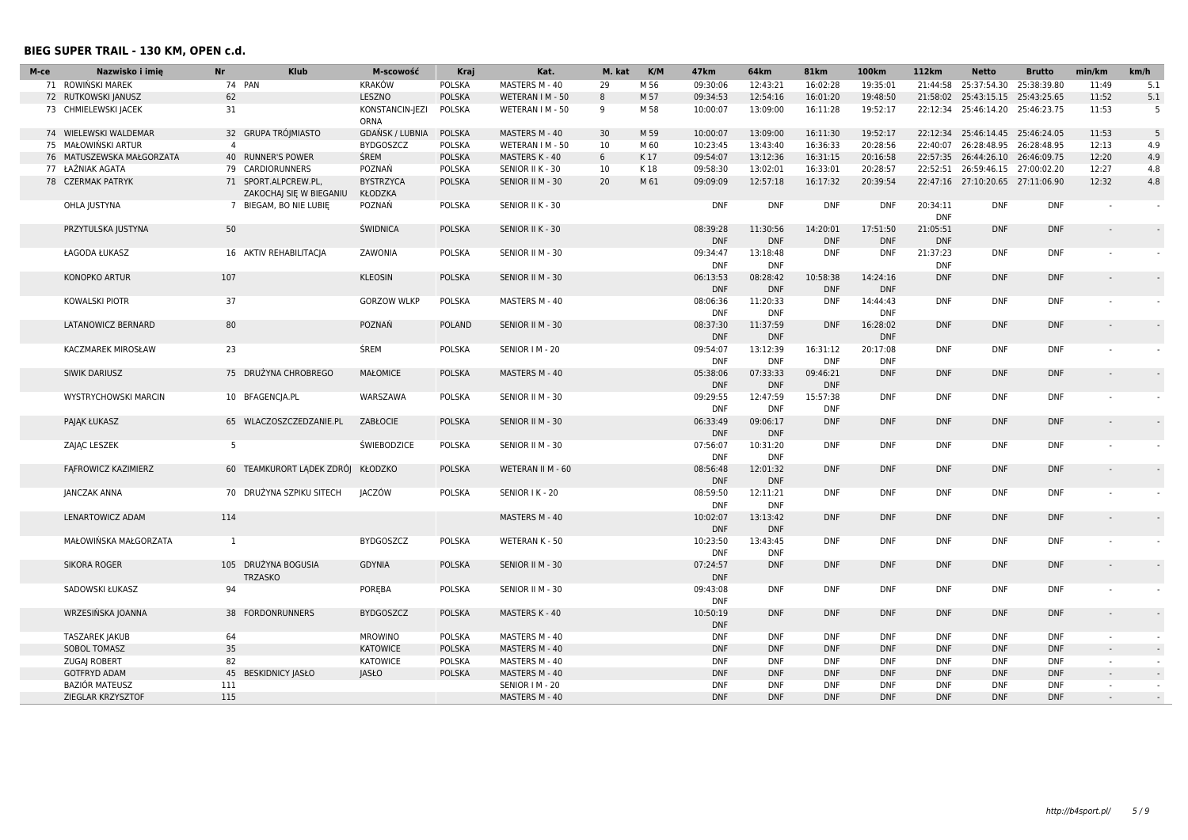## BIEG SUPER TRAIL - 130 KM, OPEN c.d.

| M-ce | Nazwisko i imię | Nr | Klub | M-scowość | Kraj | Kat. | M. kat | K/M | 47km | 64km | 81km | 100km | 112km | Netto | Brutto | min/km | km/h |
|---|---|---|---|---|---|---|---|---|---|---|---|---|---|---|---|---|---|
| 71 | ROWIŃSKI MAREK | 74 | PAN | KRAKÓW | POLSKA | MASTERS M - 40 | 29 | M 56 | 09:30:06 | 12:43:21 | 16:02:28 | 19:35:01 | 21:44:58 | 25:37:54.30 | 25:38:39.80 | 11:49 | 5.1 |
| 72 | RUTKOWSKI JANUSZ | 62 | | LESZNO | POLSKA | WETERAN I M - 50 | 8 | M 57 | 09:34:53 | 12:54:16 | 16:01:20 | 19:48:50 | 21:58:02 | 25:43:15.15 | 25:43:25.65 | 11:52 | 5.1 |
| 73 | CHMIELEWSKI JACEK | 31 | | KONSTANCIN-JEZIORNA | POLSKA | WETERAN I M - 50 | 9 | M 58 | 10:00:07 | 13:09:00 | 16:11:28 | 19:52:17 | 22:12:34 | 25:46:14.20 | 25:46:23.75 | 11:53 | 5 |
| 74 | WIELEWSKI WALDEMAR | 32 | GRUPA TRÓJMIASTO | GDAŃSK / LUBNIA | POLSKA | MASTERS M - 40 | 30 | M 59 | 10:00:07 | 13:09:00 | 16:11:30 | 19:52:17 | 22:12:34 | 25:46:14.45 | 25:46:24.05 | 11:53 | 5 |
| 75 | MAŁOWIŃSKI ARTUR | 4 | | BYDGOSZCZ | POLSKA | WETERAN I M - 50 | 10 | M 60 | 10:23:45 | 13:43:40 | 16:36:33 | 20:28:56 | 22:40:07 | 26:28:48.95 | 26:28:48.95 | 12:13 | 4.9 |
| 76 | MATUSZEWSKA MAŁGORZATA | 40 | RUNNER'S POWER | ŚREM | POLSKA | MASTERS K - 40 | 6 | K 17 | 09:54:07 | 13:12:36 | 16:31:15 | 20:16:58 | 22:57:35 | 26:44:26.10 | 26:46:09.75 | 12:20 | 4.9 |
| 77 | ŁAŹNIAK AGATA | 79 | CARDIORUNNERS | POZNAŃ | POLSKA | SENIOR II K - 30 | 10 | K 18 | 09:58:30 | 13:02:01 | 16:33:01 | 20:28:57 | 22:52:51 | 26:59:46.15 | 27:00:02.20 | 12:27 | 4.8 |
| 78 | CZERMAK PATRYK | 71 | SPORT.ALPCREW.PL, ZAKOCHAJ SIĘ W BIEGANIU | BYSTRZYCA KŁODZKA | POLSKA | SENIOR II M - 30 | 20 | M 61 | 09:09:09 | 12:57:18 | 16:17:32 | 20:39:54 | 22:47:16 | 27:10:20.65 | 27:11:06.90 | 12:32 | 4.8 |
| | OHLA JUSTYNA | 7 | BIEGAM, BO NIE LUBIĘ | POZNAŃ | POLSKA | SENIOR II K - 30 | | | DNF | DNF | DNF | DNF | 20:34:11 DNF | DNF | DNF | - | - |
| | PRZYTULSKA JUSTYNA | 50 | | ŚWIDNICA | POLSKA | SENIOR II K - 30 | | | 08:39:28 DNF | 11:30:56 DNF | 14:20:01 DNF | 17:51:50 DNF | 21:05:51 DNF | DNF | DNF | - | - |
| | ŁAGODA ŁUKASZ | 16 | AKTIV REHABILITACJA | ZAWONIA | POLSKA | SENIOR II M - 30 | | | 09:34:47 DNF | 13:18:48 DNF | DNF | DNF | 21:37:23 DNF | DNF | DNF | - | - |
| | KONOPKO ARTUR | 107 | | KLEOSIN | POLSKA | SENIOR II M - 30 | | | 06:13:53 DNF | 08:28:42 DNF | 10:58:38 DNF | 14:24:16 DNF | DNF | DNF | DNF | - | - |
| | KOWALSKI PIOTR | 37 | | GORZOW WLKP | POLSKA | MASTERS M - 40 | | | 08:06:36 DNF | 11:20:33 DNF | DNF | 14:44:43 DNF | DNF | DNF | DNF | - | - |
| | LATANOWICZ BERNARD | 80 | | POZNAŃ | POLAND | SENIOR II M - 30 | | | 08:37:30 DNF | 11:37:59 DNF | DNF | 16:28:02 DNF | DNF | DNF | DNF | - | - |
| | KACZMAREK MIROSŁAW | 23 | | ŚREM | POLSKA | SENIOR I M - 20 | | | 09:54:07 DNF | 13:12:39 DNF | 16:31:12 DNF | 20:17:08 DNF | DNF | DNF | DNF | - | - |
| | SIWIK DARIUSZ | 75 | DRUŻYNA CHROBREGO | MAŁOMICE | POLSKA | MASTERS M - 40 | | | 05:38:06 DNF | 07:33:33 DNF | 09:46:21 DNF | DNF | DNF | DNF | DNF | - | - |
| | WYSTRYCHOWSKI MARCIN | 10 | BFAGENCJA.PL | WARSZAWA | POLSKA | SENIOR II M - 30 | | | 09:29:55 DNF | 12:47:59 DNF | 15:57:38 DNF | DNF | DNF | DNF | DNF | - | - |
| | PAJĄK ŁUKASZ | 65 | WLACZOSZCZEDZANIE.PL | ZABŁOCIE | POLSKA | SENIOR II M - 30 | | | 06:33:49 DNF | 09:06:17 DNF | DNF | DNF | DNF | DNF | DNF | - | - |
| | ZAJĄC LESZEK | 5 | | ŚWIEBODZICE | POLSKA | SENIOR II M - 30 | | | 07:56:07 DNF | 10:31:20 DNF | DNF | DNF | DNF | DNF | DNF | - | - |
| | FĄFROWICZ KAZIMIERZ | 60 | TEAMKURORT LĄDEK ZDRÓJ | KŁODZKO | POLSKA | WETERAN II M - 60 | | | 08:56:48 DNF | 12:01:32 DNF | DNF | DNF | DNF | DNF | DNF | - | - |
| | JANCZAK ANNA | 70 | DRUŻYNA SZPIKU SITECH | JACZÓW | POLSKA | SENIOR I K - 20 | | | 08:59:50 DNF | 12:11:21 DNF | DNF | DNF | DNF | DNF | DNF | - | - |
| | LENARTOWICZ ADAM | 114 | | | | MASTERS M - 40 | | | 10:02:07 DNF | 13:13:42 DNF | DNF | DNF | DNF | DNF | DNF | - | - |
| | MAŁOWIŃSKA MAŁGORZATA | 1 | | BYDGOSZCZ | POLSKA | WETERAN K - 50 | | | 10:23:50 DNF | 13:43:45 DNF | DNF | DNF | DNF | DNF | DNF | - | - |
| | SIKORA ROGER | 105 | DRUŻYNA BOGUSIA TRZASKO | GDYNIA | POLSKA | SENIOR II M - 30 | | | 07:24:57 DNF | DNF | DNF | DNF | DNF | DNF | DNF | - | - |
| | SADOWSKI ŁUKASZ | 94 | | PORĘBA | POLSKA | SENIOR II M - 30 | | | 09:43:08 DNF | DNF | DNF | DNF | DNF | DNF | DNF | - | - |
| | WRZESIŃSKA JOANNA | 38 | FORDONRUNNERS | BYDGOSZCZ | POLSKA | MASTERS K - 40 | | | 10:50:19 DNF | DNF | DNF | DNF | DNF | DNF | DNF | - | - |
| | TASZAREK JAKUB | 64 | | MROWINO | POLSKA | MASTERS M - 40 | | | DNF | DNF | DNF | DNF | DNF | DNF | DNF | - | - |
| | SOBOL TOMASZ | 35 | | KATOWICE | POLSKA | MASTERS M - 40 | | | DNF | DNF | DNF | DNF | DNF | DNF | DNF | - | - |
| | ZUGAJ ROBERT | 82 | | KATOWICE | POLSKA | MASTERS M - 40 | | | DNF | DNF | DNF | DNF | DNF | DNF | DNF | - | - |
| | GOTFRYD ADAM | 45 | BESKIDNICY JASŁO | JASŁO | POLSKA | MASTERS M - 40 | | | DNF | DNF | DNF | DNF | DNF | DNF | DNF | - | - |
| | BAZIÓR MATEUSZ | 111 | | | | SENIOR I M - 20 | | | DNF | DNF | DNF | DNF | DNF | DNF | DNF | - | - |
| | ZIEGLAR KRZYSZTOF | 115 | | | | MASTERS M - 40 | | | DNF | DNF | DNF | DNF | DNF | DNF | DNF | - | - |

http://b4sport.pl/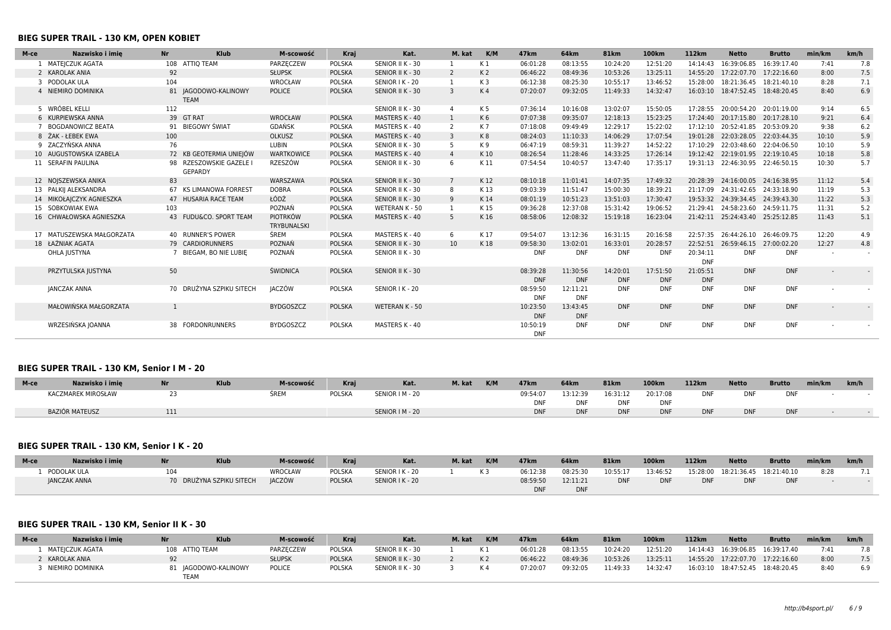### BIEG SUPER TRAIL - 130 KM, OPEN KOBIET

| M-ce | Nazwisko i imię | Nr | Klub | M-scowość | Kraj | Kat. | M. kat | K/M | 47km | 64km | 81km | 100km | 112km | Netto | Brutto | min/km | km/h |
|---|---|---|---|---|---|---|---|---|---|---|---|---|---|---|---|---|---|
| 1 | MATEJCZUK AGATA | 108 | ATTIQ TEAM | PARZĘCZEW | POLSKA | SENIOR II K - 30 | 1 | K 1 | 06:01:28 | 08:13:55 | 10:24:20 | 12:51:20 | 14:14:43 | 16:39:06.85 | 16:39:17.40 | 7:41 | 7.8 |
| 2 | KAROLAK ANIA | 92 | | SŁUPSK | POLSKA | SENIOR II K - 30 | 2 | K 2 | 06:46:22 | 08:49:36 | 10:53:26 | 13:25:11 | 14:55:20 | 17:22:07.70 | 17:22:16.60 | 8:00 | 7.5 |
| 3 | PODOLAK ULA | 104 | | WROCŁAW | POLSKA | SENIOR I K - 20 | 1 | K 3 | 06:12:38 | 08:25:30 | 10:55:17 | 13:46:52 | 15:28:00 | 18:21:36.45 | 18:21:40.10 | 8:28 | 7.1 |
| 4 | NIEMIRO DOMINIKA | 81 | JAGODOWO-KALINOWY TEAM | POLICE | POLSKA | SENIOR II K - 30 | 3 | K 4 | 07:20:07 | 09:32:05 | 11:49:33 | 14:32:47 | 16:03:10 | 18:47:52.45 | 18:48:20.45 | 8:40 | 6.9 |
| 5 | WRÓBEL KELLI | 112 | | | | SENIOR II K - 30 | 4 | K 5 | 07:36:14 | 10:16:08 | 13:02:07 | 15:50:05 | 17:28:55 | 20:00:54.20 | 20:01:19.00 | 9:14 | 6.5 |
| 6 | KURPIEWSKA ANNA | 39 | GT RAT | WROCŁAW | POLSKA | MASTERS K - 40 | 1 | K 6 | 07:07:38 | 09:35:07 | 12:18:13 | 15:23:25 | 17:24:40 | 20:17:15.80 | 20:17:28.10 | 9:21 | 6.4 |
| 7 | BOGDANOWICZ BEATA | 91 | BIEGOWY ŚWIAT | GDAŃSK | POLSKA | MASTERS K - 40 | 2 | K 7 | 07:18:08 | 09:49:49 | 12:29:17 | 15:22:02 | 17:12:10 | 20:52:41.85 | 20:53:09.20 | 9:38 | 6.2 |
| 8 | ŻAK - ŁEBEK EWA | 100 | | OLKUSZ | POLSKA | MASTERS K - 40 | 3 | K 8 | 08:24:03 | 11:10:33 | 14:06:29 | 17:07:54 | 19:01:28 | 22:03:28.05 | 22:03:44.35 | 10:10 | 5.9 |
| 9 | ZACZYŃSKA ANNA | 76 | | LUBIN | POLSKA | SENIOR II K - 30 | 5 | K 9 | 06:47:19 | 08:59:31 | 11:39:27 | 14:52:22 | 17:10:29 | 22:03:48.60 | 22:04:06.50 | 10:10 | 5.9 |
| 10 | AUGUSTOWSKA IZABELA | 72 | KB GEOTERMIA UNIEJÓW | WARTKOWICE | POLSKA | MASTERS K - 40 | 4 | K 10 | 08:26:54 | 11:28:46 | 14:33:25 | 17:26:14 | 19:12:42 | 22:19:01.95 | 22:19:10.45 | 10:18 | 5.8 |
| 11 | SERAFIN PAULINA | 98 | RZESZOWSKIE GAZELE I GEPARDY | RZESZÓW | POLSKA | SENIOR II K - 30 | 6 | K 11 | 07:54:54 | 10:40:57 | 13:47:40 | 17:35:17 | 19:31:13 | 22:46:30.95 | 22:46:50.15 | 10:30 | 5.7 |
| 12 | NOJSZEWSKA ANIKA | 83 | | WARSZAWA | POLSKA | SENIOR II K - 30 | 7 | K 12 | 08:10:18 | 11:01:41 | 14:07:35 | 17:49:32 | 20:28:39 | 24:16:00.05 | 24:16:38.95 | 11:12 | 5.4 |
| 13 | PALKIJ ALEKSANDRA | 67 | KS LIMANOWA FORREST | DOBRA | POLSKA | SENIOR II K - 30 | 8 | K 13 | 09:03:39 | 11:51:47 | 15:00:30 | 18:39:21 | 21:17:09 | 24:31:42.65 | 24:33:18.90 | 11:19 | 5.3 |
| 14 | MIKOŁAJCZYK AGNIESZKA | 47 | HUSARIA RACE TEAM | ŁÓDŹ | POLSKA | SENIOR II K - 30 | 9 | K 14 | 08:01:19 | 10:51:23 | 13:51:03 | 17:30:47 | 19:53:32 | 24:39:34.45 | 24:39:43.30 | 11:22 | 5.3 |
| 15 | SOBKOWIAK EWA | 103 | | POZNAŃ | POLSKA | WETERAN K - 50 | 1 | K 15 | 09:36:28 | 12:37:08 | 15:31:42 | 19:06:52 | 21:29:41 | 24:58:23.60 | 24:59:11.75 | 11:31 | 5.2 |
| 16 | CHWAŁOWSKA AGNIESZKA | 43 | FUDU&CO. SPORT TEAM | PIOTRKÓW TRYBUNALSKI | POLSKA | MASTERS K - 40 | 5 | K 16 | 08:58:06 | 12:08:32 | 15:19:18 | 16:23:04 | 21:42:11 | 25:24:43.40 | 25:25:12.85 | 11:43 | 5.1 |
| 17 | MATUSZEWSKA MAŁGORZATA | 40 | RUNNER'S POWER | ŚREM | POLSKA | MASTERS K - 40 | 6 | K 17 | 09:54:07 | 13:12:36 | 16:31:15 | 20:16:58 | 22:57:35 | 26:44:26.10 | 26:46:09.75 | 12:20 | 4.9 |
| 18 | ŁAŹNIAK AGATA | 79 | CARDIORUNNERS | POZNAŃ | POLSKA | SENIOR II K - 30 | 10 | K 18 | 09:58:30 | 13:02:01 | 16:33:01 | 20:28:57 | 22:52:51 | 26:59:46.15 | 27:00:02.20 | 12:27 | 4.8 |
| | OHLA JUSTYNA | 7 | BIEGAM, BO NIE LUBIĘ | POZNAŃ | POLSKA | SENIOR II K - 30 | | | DNF | DNF | DNF | DNF | 20:34:11 DNF | DNF | DNF | - | - |
| | PRZYTULSKA JUSTYNA | 50 | | ŚWIDNICA | POLSKA | SENIOR II K - 30 | | | 08:39:28 DNF | 11:30:56 DNF | 14:20:01 DNF | 17:51:50 DNF | 21:05:51 DNF | DNF | DNF | - | - |
| | JANCZAK ANNA | 70 | DRUŻYNA SZPIKU SITECH | JACZÓW | POLSKA | SENIOR I K - 20 | | | 08:59:50 DNF | 12:11:21 DNF | DNF | DNF | DNF | DNF | DNF | - | - |
| | MAŁOWIŃSKA MAŁGORZATA | 1 | | BYDGOSZCZ | POLSKA | WETERAN K - 50 | | | 10:23:50 DNF | 13:43:45 DNF | DNF | DNF | DNF | DNF | DNF | - | - |
| | WRZESIŃSKA JOANNA | 38 | FORDONRUNNERS | BYDGOSZCZ | POLSKA | MASTERS K - 40 | | | 10:50:19 DNF | DNF | DNF | DNF | DNF | DNF | DNF | - | - |

### BIEG SUPER TRAIL - 130 KM, Senior I M - 20

| M-ce | Nazwisko i imię | Nr | Klub | M-scowość | Kraj | Kat. | M. kat | K/M | 47km | 64km | 81km | 100km | 112km | Netto | Brutto | min/km | km/h |
|---|---|---|---|---|---|---|---|---|---|---|---|---|---|---|---|---|---|
| | KACZMAREK MIROSŁAW | 23 | | ŚREM | POLSKA | SENIOR I M - 20 | | | 09:54:07 DNF | 13:12:39 DNF | 16:31:12 DNF | 20:17:08 DNF | DNF | DNF | DNF | - | - |
| | BAZIÓR MATEUSZ | 111 | | | | SENIOR I M - 20 | | | DNF | DNF | DNF | DNF | DNF | DNF | DNF | - | - |

### BIEG SUPER TRAIL - 130 KM, Senior I K - 20

| M-ce | Nazwisko i imię | Nr | Klub | M-scowość | Kraj | Kat. | M. kat | K/M | 47km | 64km | 81km | 100km | 112km | Netto | Brutto | min/km | km/h |
|---|---|---|---|---|---|---|---|---|---|---|---|---|---|---|---|---|---|
| 1 | PODOLAK ULA | 104 | | WROCŁAW | POLSKA | SENIOR I K - 20 | 1 | K 3 | 06:12:38 | 08:25:30 | 10:55:17 | 13:46:52 | 15:28:00 | 18:21:36.45 | 18:21:40.10 | 8:28 | 7.1 |
| | JANCZAK ANNA | 70 | DRUŻYNA SZPIKU SITECH | JACZÓW | POLSKA | SENIOR I K - 20 | | | 08:59:50 DNF | 12:11:21 DNF | DNF | DNF | DNF | DNF | DNF | - | - |

### BIEG SUPER TRAIL - 130 KM, Senior II K - 30

| M-ce | Nazwisko i imię | Nr | Klub | M-scowość | Kraj | Kat. | M. kat | K/M | 47km | 64km | 81km | 100km | 112km | Netto | Brutto | min/km | km/h |
|---|---|---|---|---|---|---|---|---|---|---|---|---|---|---|---|---|---|
| 1 | MATEJCZUK AGATA | 108 | ATTIQ TEAM | PARZĘCZEW | POLSKA | SENIOR II K - 30 | 1 | K 1 | 06:01:28 | 08:13:55 | 10:24:20 | 12:51:20 | 14:14:43 | 16:39:06.85 | 16:39:17.40 | 7:41 | 7.8 |
| 2 | KAROLAK ANIA | 92 | | SŁUPSK | POLSKA | SENIOR II K - 30 | 2 | K 2 | 06:46:22 | 08:49:36 | 10:53:26 | 13:25:11 | 14:55:20 | 17:22:07.70 | 17:22:16.60 | 8:00 | 7.5 |
| 3 | NIEMIRO DOMINIKA | 81 | JAGODOWO-KALINOWY TEAM | POLICE | POLSKA | SENIOR II K - 30 | 3 | K 4 | 07:20:07 | 09:32:05 | 11:49:33 | 14:32:47 | 16:03:10 | 18:47:52.45 | 18:48:20.45 | 8:40 | 6.9 |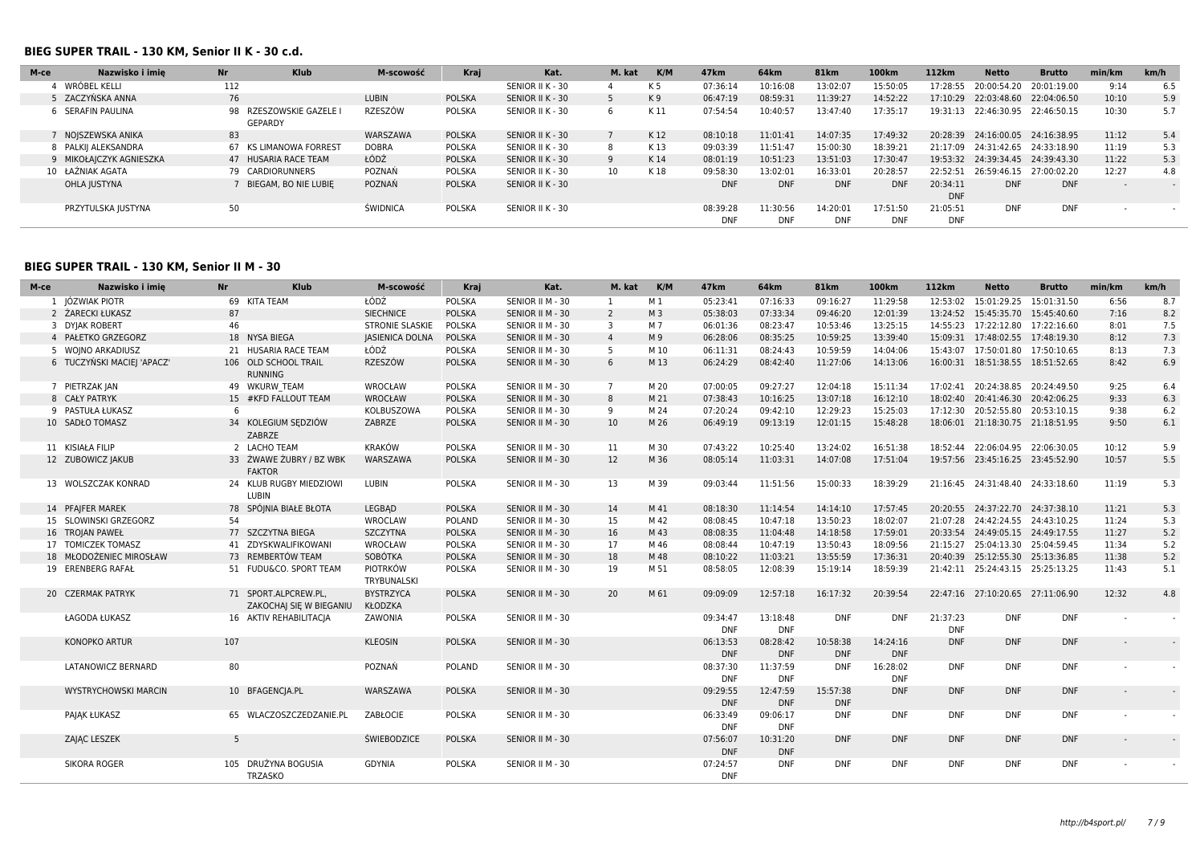### BIEG SUPER TRAIL - 130 KM, Senior II K - 30 c.d.

| M-ce | Nazwisko i imię | Nr | Klub | M-scowość | Kraj | Kat. | M. kat | K/M | 47km | 64km | 81km | 100km | 112km | Netto | Brutto | min/km | km/h |
|---|---|---|---|---|---|---|---|---|---|---|---|---|---|---|---|---|---|
| 4 | WRÓBEL KELLI | 112 | | | | SENIOR II K - 30 | 4 | K 5 | 07:36:14 | 10:16:08 | 13:02:07 | 15:50:05 | 17:28:55 | 20:00:54.20 | 20:01:19.00 | 9:14 | 6.5 |
| 5 | ZACZYŃSKA ANNA | 76 | | LUBIN | POLSKA | SENIOR II K - 30 | 5 | K 9 | 06:47:19 | 08:59:31 | 11:39:27 | 14:52:22 | 17:10:29 | 22:03:48.60 | 22:04:06.50 | 10:10 | 5.9 |
| 6 | SERAFIN PAULINA | 98 | RZESZOWSKIE GAZELE I GEPARDY | RZESZÓW | POLSKA | SENIOR II K - 30 | 6 | K 11 | 07:54:54 | 10:40:57 | 13:47:40 | 17:35:17 | 19:31:13 | 22:46:30.95 | 22:46:50.15 | 10:30 | 5.7 |
| 7 | NOJSZEWSKA ANIKA | 83 | | WARSZAWA | POLSKA | SENIOR II K - 30 | 7 | K 12 | 08:10:18 | 11:01:41 | 14:07:35 | 17:49:32 | 20:28:39 | 24:16:00.05 | 24:16:38.95 | 11:12 | 5.4 |
| 8 | PALKIJ ALEKSANDRA | 67 | KS LIMANOWA FORREST | DOBRA | POLSKA | SENIOR II K - 30 | 8 | K 13 | 09:03:39 | 11:51:47 | 15:00:30 | 18:39:21 | 21:17:09 | 24:31:42.65 | 24:33:18.90 | 11:19 | 5.3 |
| 9 | MIKOŁAJCZYK AGNIESZKA | 47 | HUSARIA RACE TEAM | ŁÓDŹ | POLSKA | SENIOR II K - 30 | 9 | K 14 | 08:01:19 | 10:51:23 | 13:51:03 | 17:30:47 | 19:53:32 | 24:39:34.45 | 24:39:43.30 | 11:22 | 5.3 |
| 10 | ŁAŹNIAK AGATA | 79 | CARDIORUNNERS | POZNAŃ | POLSKA | SENIOR II K - 30 | 10 | K 18 | 09:58:30 | 13:02:01 | 16:33:01 | 20:28:57 | 22:52:51 | 26:59:46.15 | 27:00:02.20 | 12:27 | 4.8 |
| | OHLA JUSTYNA | 7 | BIEGAM, BO NIE LUBIĘ | POZNAŃ | POLSKA | SENIOR II K - 30 | | | DNF | DNF | DNF | DNF | 20:34:11 DNF | DNF | DNF | - | - |
| | PRZYTULSKA JUSTYNA | 50 | | ŚWIDNICA | POLSKA | SENIOR II K - 30 | | | 08:39:28 DNF | 11:30:56 DNF | 14:20:01 DNF | 17:51:50 DNF | 21:05:51 DNF | DNF | DNF | - | - |

### BIEG SUPER TRAIL - 130 KM, Senior II M - 30

| M-ce | Nazwisko i imię | Nr | Klub | M-scowość | Kraj | Kat. | M. kat | K/M | 47km | 64km | 81km | 100km | 112km | Netto | Brutto | min/km | km/h |
|---|---|---|---|---|---|---|---|---|---|---|---|---|---|---|---|---|---|
| 1 | JÓŹWIAK PIOTR | 69 | KITA TEAM | ŁÓDŹ | POLSKA | SENIOR II M - 30 | 1 | M 1 | 05:23:41 | 07:16:33 | 09:16:27 | 11:29:58 | 12:53:02 | 15:01:29.25 | 15:01:31.50 | 6:56 | 8.7 |
| 2 | ŻARECKI ŁUKASZ | 87 | | SIECHNICE | POLSKA | SENIOR II M - 30 | 2 | M 3 | 05:38:03 | 07:33:34 | 09:46:20 | 12:01:39 | 13:24:52 | 15:45:35.70 | 15:45:40.60 | 7:16 | 8.2 |
| 3 | DYJAK ROBERT | 46 | | STRONIE SLASKIE | POLSKA | SENIOR II M - 30 | 3 | M 7 | 06:01:36 | 08:23:47 | 10:53:46 | 13:25:15 | 14:55:23 | 17:22:12.80 | 17:22:16.60 | 8:01 | 7.5 |
| 4 | PAŁETKO GRZEGORZ | 18 | NYSA BIEGA | JASIENICA DOLNA | POLSKA | SENIOR II M - 30 | 4 | M 9 | 06:28:06 | 08:35:25 | 10:59:25 | 13:39:40 | 15:09:31 | 17:48:02.55 | 17:48:19.30 | 8:12 | 7.3 |
| 5 | WOJNO ARKADIUSZ | 21 | HUSARIA RACE TEAM | ŁÓDŹ | POLSKA | SENIOR II M - 30 | 5 | M 10 | 06:11:31 | 08:24:43 | 10:59:59 | 14:04:06 | 15:43:07 | 17:50:01.80 | 17:50:10.65 | 8:13 | 7.3 |
| 6 | TUCZYŃSKI MACIEJ 'APACZ' | 106 | OLD SCHOOL TRAIL RUNNING | RZESZÓW | POLSKA | SENIOR II M - 30 | 6 | M 13 | 06:24:29 | 08:42:40 | 11:27:06 | 14:13:06 | 16:00:31 | 18:51:38.55 | 18:51:52.65 | 8:42 | 6.9 |
| 7 | PIETRZAK JAN | 49 | WKURW_TEAM | WROCŁAW | POLSKA | SENIOR II M - 30 | 7 | M 20 | 07:00:05 | 09:27:27 | 12:04:18 | 15:11:34 | 17:02:41 | 20:24:38.85 | 20:24:49.50 | 9:25 | 6.4 |
| 8 | CAŁY PATRYK | 15 | #KFD FALLOUT TEAM | WROCŁAW | POLSKA | SENIOR II M - 30 | 8 | M 21 | 07:38:43 | 10:16:25 | 13:07:18 | 16:12:10 | 18:02:40 | 20:41:46.30 | 20:42:06.25 | 9:33 | 6.3 |
| 9 | PASTUŁA ŁUKASZ | 6 | | KOLBUSZOWA | POLSKA | SENIOR II M - 30 | 9 | M 24 | 07:20:24 | 09:42:10 | 12:29:23 | 15:25:03 | 17:12:30 | 20:52:55.80 | 20:53:10.15 | 9:38 | 6.2 |
| 10 | SADŁO TOMASZ | 34 | KOLEGIUM SĘDZIÓW ZABRZE | ZABRZE | POLSKA | SENIOR II M - 30 | 10 | M 26 | 06:49:19 | 09:13:19 | 12:01:15 | 15:48:28 | 18:06:01 | 21:18:30.75 | 21:18:51.95 | 9:50 | 6.1 |
| 11 | KISIAŁA FILIP | 2 | LACHO TEAM | KRAKÓW | POLSKA | SENIOR II M - 30 | 11 | M 30 | 07:43:22 | 10:25:40 | 13:24:02 | 16:51:38 | 18:52:44 | 22:06:04.95 | 22:06:30.05 | 10:12 | 5.9 |
| 12 | ZUBOWICZ JAKUB | 33 | ŻWAWE ŻUBRY / BZ WBK FAKTOR | WARSZAWA | POLSKA | SENIOR II M - 30 | 12 | M 36 | 08:05:14 | 11:03:31 | 14:07:08 | 17:51:04 | 19:57:56 | 23:45:16.25 | 23:45:52.90 | 10:57 | 5.5 |
| 13 | WOLSZCZAK KONRAD | 24 | KLUB RUGBY MIEDZIOWI LUBIN | LUBIN | POLSKA | SENIOR II M - 30 | 13 | M 39 | 09:03:44 | 11:51:56 | 15:00:33 | 18:39:29 | 21:16:45 | 24:31:48.40 | 24:33:18.60 | 11:19 | 5.3 |
| 14 | PFAJFER MAREK | 78 | SPÓJNIA BIAŁE BŁOTA | LEGBĄD | POLSKA | SENIOR II M - 30 | 14 | M 41 | 08:18:30 | 11:14:54 | 14:14:10 | 17:57:45 | 20:20:55 | 24:37:22.70 | 24:37:38.10 | 11:21 | 5.3 |
| 15 | SLOWINSKI GRZEGORZ | 54 | | WROCLAW | POLAND | SENIOR II M - 30 | 15 | M 42 | 08:08:45 | 10:47:18 | 13:50:23 | 18:02:07 | 21:07:28 | 24:42:24.55 | 24:43:10.25 | 11:24 | 5.3 |
| 16 | TROJAN PAWEŁ | 77 | SZCZYTNA BIEGA | SZCZYTNA | POLSKA | SENIOR II M - 30 | 16 | M 43 | 08:08:35 | 11:04:48 | 14:18:58 | 17:59:01 | 20:33:54 | 24:49:05.15 | 24:49:17.55 | 11:27 | 5.2 |
| 17 | TOMICZEK TOMASZ | 41 | ZDYSKWALIFIKOWANI | WROCŁAW | POLSKA | SENIOR II M - 30 | 17 | M 46 | 08:08:44 | 10:47:19 | 13:50:43 | 18:09:56 | 21:15:27 | 25:04:13.30 | 25:04:59.45 | 11:34 | 5.2 |
| 18 | MŁODOŻENIEC MIROSŁAW | 73 | REMBERTÓW TEAM | SOBÓTKA | POLSKA | SENIOR II M - 30 | 18 | M 48 | 08:10:22 | 11:03:21 | 13:55:59 | 17:36:31 | 20:40:39 | 25:12:55.30 | 25:13:36.85 | 11:38 | 5.2 |
| 19 | ERENBERG RAFAŁ | 51 | FUDU&CO. SPORT TEAM | PIOTRKÓW TRYBUNALSKI | POLSKA | SENIOR II M - 30 | 19 | M 51 | 08:58:05 | 12:08:39 | 15:19:14 | 18:59:39 | 21:42:11 | 25:24:43.15 | 25:25:13.25 | 11:43 | 5.1 |
| 20 | CZERMAK PATRYK | 71 | SPORT.ALPCREW.PL, ZAKOCHAJ SIĘ W BIEGANIU | BYSTRZYCA KŁODZKA | POLSKA | SENIOR II M - 30 | 20 | M 61 | 09:09:09 | 12:57:18 | 16:17:32 | 20:39:54 | 22:47:16 | 27:10:20.65 | 27:11:06.90 | 12:32 | 4.8 |
| | ŁAGODA ŁUKASZ | 16 | AKTIV REHABILITACJA | ZAWONIA | POLSKA | SENIOR II M - 30 | | | 09:34:47 DNF | 13:18:48 DNF | DNF | DNF | 21:37:23 DNF | DNF | DNF | - | - |
| | KONOPKO ARTUR | 107 | | KLEOSIN | POLSKA | SENIOR II M - 30 | | | 06:13:53 DNF | 08:28:42 DNF | 10:58:38 DNF | 14:24:16 DNF | DNF | DNF | DNF | - | - |
| | LATANOWICZ BERNARD | 80 | | POZNAŃ | POLAND | SENIOR II M - 30 | | | 08:37:30 DNF | 11:37:59 DNF | DNF | 16:28:02 DNF | DNF | DNF | DNF | - | - |
| | WYSTRYCHOWSKI MARCIN | 10 | BFAGENCJA.PL | WARSZAWA | POLSKA | SENIOR II M - 30 | | | 09:29:55 DNF | 12:47:59 DNF | 15:57:38 DNF | DNF | DNF | DNF | DNF | - | - |
| | PAJĄK ŁUKASZ | 65 | WLACZOSZCZEDZANIE.PL | ZABŁOCIE | POLSKA | SENIOR II M - 30 | | | 06:33:49 DNF | 09:06:17 DNF | DNF | DNF | DNF | DNF | DNF | - | - |
| | ZAJĄC LESZEK | 5 | | ŚWIEBODZICE | POLSKA | SENIOR II M - 30 | | | 07:56:07 DNF | 10:31:20 DNF | DNF | DNF | DNF | DNF | DNF | - | - |
| | SIKORA ROGER | 105 | DRUŻYNA BOGUSIA TRZASKO | GDYNIA | POLSKA | SENIOR II M - 30 | | | 07:24:57 DNF | DNF | DNF | DNF | DNF | DNF | DNF | - | - |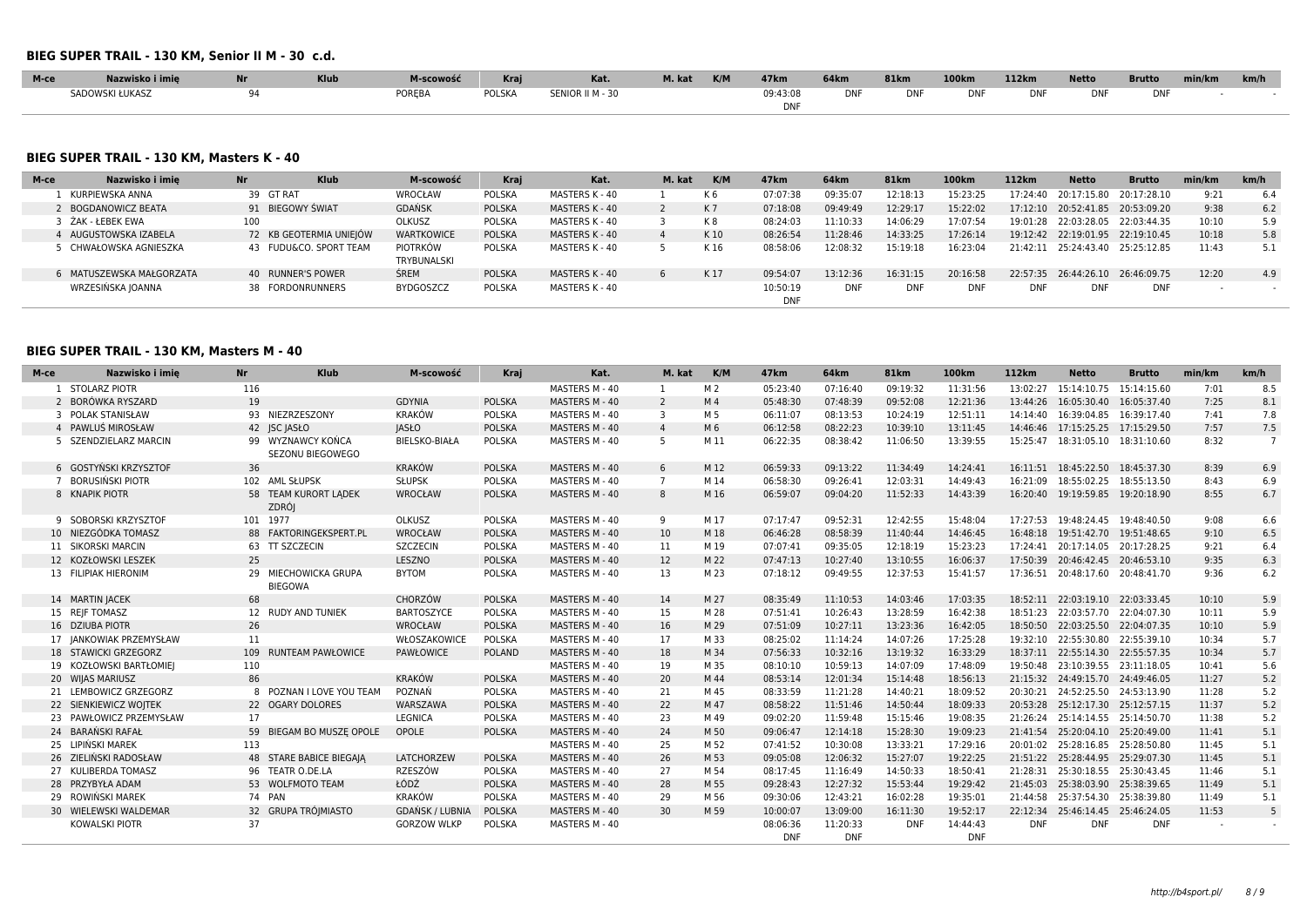### BIEG SUPER TRAIL - 130 KM, Senior II M - 30 c.d.

| M-ce | Nazwisko i imię | Nr | Klub | M-scowość | Kraj | Kat. | M. kat | K/M | 47km | 64km | 81km | 100km | 112km | Netto | Brutto | min/km | km/h |
|---|---|---|---|---|---|---|---|---|---|---|---|---|---|---|---|---|---|
| | SADOWSKI ŁUKASZ | 94 | | PORĘBA | POLSKA | SENIOR II M - 30 | | | 09:43:08 DNF | DNF | DNF | DNF | DNF | DNF | DNF | - | - |

### BIEG SUPER TRAIL - 130 KM, Masters K - 40

| M-ce | Nazwisko i imię | Nr | Klub | M-scowość | Kraj | Kat. | M. kat | K/M | 47km | 64km | 81km | 100km | 112km | Netto | Brutto | min/km | km/h |
|---|---|---|---|---|---|---|---|---|---|---|---|---|---|---|---|---|---|
| 1 | KURPIEWSKA ANNA | 39 | GT RAT | WROCŁAW | POLSKA | MASTERS K - 40 | 1 | K 6 | 07:07:38 | 09:35:07 | 12:18:13 | 15:23:25 | 17:24:40 | 20:17:15.80 | 20:17:28.10 | 9:21 | 6.4 |
| 2 | BOGDANOWICZ BEATA | 91 | BIEGOWY ŚWIAT | GDAŃSK | POLSKA | MASTERS K - 40 | 2 | K 7 | 07:18:08 | 09:49:49 | 12:29:17 | 15:22:02 | 17:12:10 | 20:52:41.85 | 20:53:09.20 | 9:38 | 6.2 |
| 3 | ŻAK - ŁEBEK EWA | 100 | | OLKUSZ | POLSKA | MASTERS K - 40 | 3 | K 8 | 08:24:03 | 11:10:33 | 14:06:29 | 17:07:54 | 19:01:28 | 22:03:28.05 | 22:03:44.35 | 10:10 | 5.9 |
| 4 | AUGUSTOWSKA IZABELA | 72 | KB GEOTERMIA UNIEJÓW | WARTKOWICE | POLSKA | MASTERS K - 40 | 4 | K 10 | 08:26:54 | 11:28:46 | 14:33:25 | 17:26:14 | 19:12:42 | 22:19:01.95 | 22:19:10.45 | 10:18 | 5.8 |
| 5 | CHWAŁOWSKA AGNIESZKA | 43 | FUDU&CO. SPORT TEAM | PIOTRKÓW TRYBUNALSKI | POLSKA | MASTERS K - 40 | 5 | K 16 | 08:58:06 | 12:08:32 | 15:19:18 | 16:23:04 | 21:42:11 | 25:24:43.80 | 25:25:12.85 | 11:43 | 5.1 |
| 6 | MATUSZEWSKA MAŁGORZATA | 40 | RUNNER'S POWER | ŚREM | POLSKA | MASTERS K - 40 | 6 | K 17 | 09:54:07 | 13:12:36 | 16:31:15 | 20:16:58 | 22:57:35 | 26:44:26.10 | 26:46:09.75 | 12:20 | 4.9 |
| | WRZESIŃSKA JOANNA | 38 | FORDONRUNNERS | BYDGOSZCZ | POLSKA | MASTERS K - 40 | | | 10:50:19 DNF | DNF | DNF | DNF | DNF | DNF | DNF | - | - |

### BIEG SUPER TRAIL - 130 KM, Masters M - 40

| M-ce | Nazwisko i imię | Nr | Klub | M-scowość | Kraj | Kat. | M. kat | K/M | 47km | 64km | 81km | 100km | 112km | Netto | Brutto | min/km | km/h |
|---|---|---|---|---|---|---|---|---|---|---|---|---|---|---|---|---|---|
| 1 | STOLARZ PIOTR | 116 | | | | MASTERS M - 40 | 1 | M 2 | 05:23:40 | 07:16:40 | 09:19:32 | 11:31:56 | 13:02:27 | 15:14:10.75 | 15:14:15.60 | 7:01 | 8.5 |
| 2 | BORÓWKA RYSZARD | 19 | | GDYNIA | POLSKA | MASTERS M - 40 | 2 | M 4 | 05:48:30 | 07:48:39 | 09:52:08 | 12:21:36 | 13:44:26 | 16:05:30.40 | 16:05:37.40 | 7:25 | 8.1 |
| 3 | POLAK STANISŁAW | 93 | NIEZRZESZONY | KRAKÓW | POLSKA | MASTERS M - 40 | 3 | M 5 | 06:11:07 | 08:13:53 | 10:24:19 | 12:51:11 | 14:14:40 | 16:39:04.85 | 16:39:17.40 | 7:41 | 7.8 |
| 4 | PAWLUŚ MIROSŁAW | 42 | JSC JASŁO | JASŁO | POLSKA | MASTERS M - 40 | 4 | M 6 | 06:12:58 | 08:22:23 | 10:39:10 | 13:11:45 | 14:46:46 | 17:15:25.25 | 17:15:29.50 | 7:57 | 7.5 |
| 5 | SZENDZIELARZ MARCIN | 99 | WYZNAWCY KOŃCA SEZONU BIEGOWEGO | BIELSKO-BIAŁA | POLSKA | MASTERS M - 40 | 5 | M 11 | 06:22:35 | 08:38:42 | 11:06:50 | 13:39:55 | 15:25:47 | 18:31:05.10 | 18:31:10.60 | 8:32 | 7 |
| 6 | GOSTYŃSKI KRZYSZTOF | 36 | | KRAKÓW | POLSKA | MASTERS M - 40 | 6 | M 12 | 06:59:33 | 09:13:22 | 11:34:49 | 14:24:41 | 16:11:51 | 18:45:22.50 | 18:45:37.30 | 8:39 | 6.9 |
| 7 | BORUSIŃSKI PIOTR | 102 | AML SŁUPSK | SŁUPSK | POLSKA | MASTERS M - 40 | 7 | M 14 | 06:58:30 | 09:26:41 | 12:03:31 | 14:49:43 | 16:21:09 | 18:55:02.25 | 18:55:13.50 | 8:43 | 6.9 |
| 8 | KNAPIK PIOTR | 58 | TEAM KURORT LĄDEK ZDRÓJ | WROCŁAW | POLSKA | MASTERS M - 40 | 8 | M 16 | 06:59:07 | 09:04:20 | 11:52:33 | 14:43:39 | 16:20:40 | 19:19:59.85 | 19:20:18.90 | 8:55 | 6.7 |
| 9 | SOBORSKI KRZYSZTOF | 101 | 1977 | OLKUSZ | POLSKA | MASTERS M - 40 | 9 | M 17 | 07:17:47 | 09:52:31 | 12:42:55 | 15:48:04 | 17:27:53 | 19:48:24.45 | 19:48:40.50 | 9:08 | 6.6 |
| 10 | NIEZGÓDKA TOMASZ | 88 | FAKTORINGEKSPERT.PL | WROCŁAW | POLSKA | MASTERS M - 40 | 10 | M 18 | 06:46:28 | 08:58:39 | 11:40:44 | 14:46:45 | 16:48:18 | 19:51:42.70 | 19:51:48.65 | 9:10 | 6.5 |
| 11 | SIKORSKI MARCIN | 63 | TT SZCZECIN | SZCZECIN | POLSKA | MASTERS M - 40 | 11 | M 19 | 07:07:41 | 09:35:05 | 12:18:19 | 15:23:23 | 17:24:41 | 20:17:14.05 | 20:17:28.25 | 9:21 | 6.4 |
| 12 | KOZŁOWSKI LESZEK | 25 | | LESZNO | POLSKA | MASTERS M - 40 | 12 | M 22 | 07:47:13 | 10:27:40 | 13:10:55 | 16:06:37 | 17:50:39 | 20:46:42.45 | 20:46:53.10 | 9:35 | 6.3 |
| 13 | FILIPIAK HIERONIM | 29 | MIECHOWICKA GRUPA BIEGOWA | BYTOM | POLSKA | MASTERS M - 40 | 13 | M 23 | 07:18:12 | 09:49:55 | 12:37:53 | 15:41:57 | 17:36:51 | 20:48:17.60 | 20:48:41.70 | 9:36 | 6.2 |
| 14 | MARTIN JACEK | 68 | | CHORZÓW | POLSKA | MASTERS M - 40 | 14 | M 27 | 08:35:49 | 11:10:53 | 14:03:46 | 17:03:35 | 18:52:11 | 22:03:19.10 | 22:03:33.45 | 10:10 | 5.9 |
| 15 | REJF TOMASZ | 12 | RUDY AND TUNIEK | BARTOSZYCE | POLSKA | MASTERS M - 40 | 15 | M 28 | 07:51:41 | 10:26:43 | 13:28:59 | 16:42:38 | 18:51:23 | 22:03:57.70 | 22:04:07.30 | 10:11 | 5.9 |
| 16 | DZIUBA PIOTR | 26 | | WROCŁAW | POLSKA | MASTERS M - 40 | 16 | M 29 | 07:51:09 | 10:27:11 | 13:23:36 | 16:42:05 | 18:50:50 | 22:03:25.50 | 22:04:07.35 | 10:10 | 5.9 |
| 17 | JANKOWIAK PRZEMYSŁAW | 11 | | WŁOSZAKOWICE | POLSKA | MASTERS M - 40 | 17 | M 33 | 08:25:02 | 11:14:24 | 14:07:26 | 17:25:28 | 19:32:10 | 22:55:30.80 | 22:55:39.10 | 10:34 | 5.7 |
| 18 | STAWICKI GRZEGORZ | 109 | RUNTEAM PAWŁOWICE | PAWŁOWICE | POLAND | MASTERS M - 40 | 18 | M 34 | 07:56:33 | 10:32:16 | 13:19:32 | 16:33:29 | 18:37:11 | 22:55:14.30 | 22:55:57.35 | 10:34 | 5.7 |
| 19 | KOZŁOWSKI BARTŁOMIEJ | 110 | | | | MASTERS M - 40 | 19 | M 35 | 08:10:10 | 10:59:13 | 14:07:09 | 17:48:09 | 19:50:48 | 23:10:39.55 | 23:11:18.05 | 10:41 | 5.6 |
| 20 | WIJAS MARIUSZ | 86 | | KRAKÓW | POLSKA | MASTERS M - 40 | 20 | M 44 | 08:53:14 | 12:01:34 | 15:14:48 | 18:56:13 | 21:15:32 | 24:49:15.70 | 24:49:46.05 | 11:27 | 5.2 |
| 21 | LEMBOWICZ GRZEGORZ | 8 | POZNAN I LOVE YOU TEAM | POZNAŃ | POLSKA | MASTERS M - 40 | 21 | M 45 | 08:33:59 | 11:21:28 | 14:40:21 | 18:09:52 | 20:30:21 | 24:52:25.50 | 24:53:13.90 | 11:28 | 5.2 |
| 22 | SIENKIEWICZ WOJTEK | 22 | OGARY DOLORES | WARSZAWA | POLSKA | MASTERS M - 40 | 22 | M 47 | 08:58:22 | 11:51:46 | 14:50:44 | 18:09:33 | 20:53:28 | 25:12:17.30 | 25:12:57.15 | 11:37 | 5.2 |
| 23 | PAWŁOWICZ PRZEMYSŁAW | 17 | | LEGNICA | POLSKA | MASTERS M - 40 | 23 | M 49 | 09:02:20 | 11:59:48 | 15:15:46 | 19:08:35 | 21:26:24 | 25:14:14.55 | 25:14:50.70 | 11:38 | 5.2 |
| 24 | BARAŃSKI RAFAŁ | 59 | BIEGAM BO MUSZĘ OPOLE | OPOLE | POLSKA | MASTERS M - 40 | 24 | M 50 | 09:06:47 | 12:14:18 | 15:28:30 | 19:09:23 | 21:41:54 | 25:20:04.10 | 25:20:49.00 | 11:41 | 5.1 |
| 25 | LIPIŃSKI MAREK | 113 | | | | MASTERS M - 40 | 25 | M 52 | 07:41:52 | 10:30:08 | 13:33:21 | 17:29:16 | 20:01:02 | 25:28:16.85 | 25:28:50.80 | 11:45 | 5.1 |
| 26 | ZIELIŃSKI RADOSŁAW | 48 | STARE BABICE BIEGAJĄ | LATCHORZEW | POLSKA | MASTERS M - 40 | 26 | M 53 | 09:05:08 | 12:06:32 | 15:27:07 | 19:22:25 | 21:51:22 | 25:28:44.95 | 25:29:07.30 | 11:45 | 5.1 |
| 27 | KULIBERDA TOMASZ | 96 | TEATR O.DE.LA | RZESZÓW | POLSKA | MASTERS M - 40 | 27 | M 54 | 08:17:45 | 11:16:49 | 14:50:33 | 18:50:41 | 21:28:31 | 25:30:18.55 | 25:30:43.45 | 11:46 | 5.1 |
| 28 | PRZYBYŁA ADAM | 53 | WOLFMOTO TEAM | ŁÓDŹ | POLSKA | MASTERS M - 40 | 28 | M 55 | 09:28:43 | 12:27:32 | 15:53:44 | 19:29:42 | 21:45:03 | 25:38:09.90 | 25:38:39.65 | 11:49 | 5.1 |
| 29 | ROWIŃSKI MAREK | 74 | PAN | KRAKÓW | POLSKA | MASTERS M - 40 | 29 | M 56 | 09:30:06 | 12:43:21 | 16:02:28 | 19:35:01 | 21:44:58 | 25:37:54.30 | 25:38:39.80 | 11:49 | 5.1 |
| 30 | WIELEWSKI WALDEMAR | 32 | GRUPA TRÓJMIASTO | GDAŃSK / LUBNIA | POLSKA | MASTERS M - 40 | 30 | M 59 | 10:00:07 | 13:09:00 | 16:11:30 | 19:52:17 | 22:12:34 | 25:46:14.45 | 25:46:24.05 | 11:53 | 5 |
| | KOWALSKI PIOTR | 37 | | GORZOW WLKP | POLSKA | MASTERS M - 40 | | | 08:06:36 DNF | 11:20:33 DNF | DNF | 14:44:43 DNF | DNF | DNF | DNF | - | - |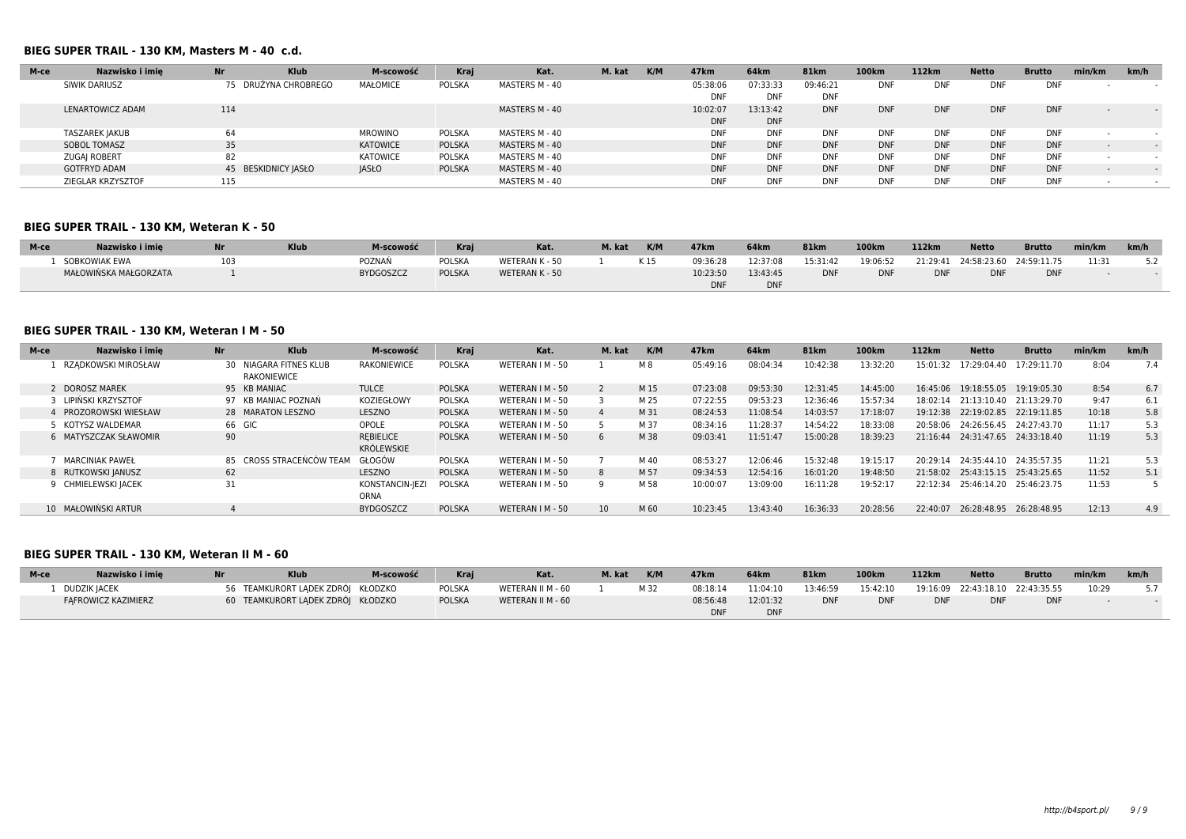### BIEG SUPER TRAIL - 130 KM, Masters M - 40 c.d.

| M-ce | Nazwisko i imię | Nr | Klub | M-scowość | Kraj | Kat. | M. kat | K/M | 47km | 64km | 81km | 100km | 112km | Netto | Brutto | min/km | km/h |
|---|---|---|---|---|---|---|---|---|---|---|---|---|---|---|---|---|---|
| | SIWIK DARIUSZ | 75 | DRUŻYNA CHROBREGO | MAŁOMICE | POLSKA | MASTERS M - 40 | | | 05:38:06 DNF | 07:33:33 DNF | 09:46:21 DNF | DNF | DNF | DNF | DNF | - | - |
| | LENARTOWICZ ADAM | 114 | | | | MASTERS M - 40 | | | 10:02:07 DNF | 13:13:42 DNF | DNF | DNF | DNF | DNF | DNF | - | - |
| | TASZAREK JAKUB | 64 | | MROWINO | POLSKA | MASTERS M - 40 | | | DNF | DNF | DNF | DNF | DNF | DNF | DNF | - | - |
| | SOBOL TOMASZ | 35 | | KATOWICE | POLSKA | MASTERS M - 40 | | | DNF | DNF | DNF | DNF | DNF | DNF | DNF | - | - |
| | ZUGAJ ROBERT | 82 | | KATOWICE | POLSKA | MASTERS M - 40 | | | DNF | DNF | DNF | DNF | DNF | DNF | DNF | - | - |
| | GOTFRYD ADAM | 45 | BESKIDNICY JASŁO | JASŁO | POLSKA | MASTERS M - 40 | | | DNF | DNF | DNF | DNF | DNF | DNF | DNF | - | - |
| | ZIEGLAR KRZYSZTOF | 115 | | | | MASTERS M - 40 | | | DNF | DNF | DNF | DNF | DNF | DNF | DNF | - | - |

### BIEG SUPER TRAIL - 130 KM, Weteran K - 50

| M-ce | Nazwisko i imię | Nr | Klub | M-scowość | Kraj | Kat. | M. kat | K/M | 47km | 64km | 81km | 100km | 112km | Netto | Brutto | min/km | km/h |
|---|---|---|---|---|---|---|---|---|---|---|---|---|---|---|---|---|---|
| 1 | SOBKOWIAK EWA | 103 | | POZNAŃ | POLSKA | WETERAN K - 50 | 1 | K 15 | 09:36:28 | 12:37:08 | 15:31:42 | 19:06:52 | 21:29:41 | 24:58:23.60 | 24:59:11.75 | 11:31 | 5.2 |
| | MAŁOWIŃSKA MAŁGORZATA | 1 | | BYDGOSZCZ | POLSKA | WETERAN K - 50 | | | 10:23:50 DNF | 13:43:45 DNF | DNF | DNF | DNF | DNF | DNF | - | - |

### BIEG SUPER TRAIL - 130 KM, Weteran I M - 50

| M-ce | Nazwisko i imię | Nr | Klub | M-scowość | Kraj | Kat. | M. kat | K/M | 47km | 64km | 81km | 100km | 112km | Netto | Brutto | min/km | km/h |
|---|---|---|---|---|---|---|---|---|---|---|---|---|---|---|---|---|---|
| 1 | RZĄDKOWSKI MIROSŁAW | 30 | NIAGARA FITNES KLUB RAKONIEWICE | RAKONIEWICE | POLSKA | WETERAN I M - 50 | 1 | M 8 | 05:49:16 | 08:04:34 | 10:42:38 | 13:32:20 | 15:01:32 | 17:29:04.40 | 17:29:11.70 | 8:04 | 7.4 |
| 2 | DOROSZ MAREK | 95 | KB MANIAC | TULCE | POLSKA | WETERAN I M - 50 | 2 | M 15 | 07:23:08 | 09:53:30 | 12:31:45 | 14:45:00 | 16:45:06 | 19:18:55.05 | 19:19:05.30 | 8:54 | 6.7 |
| 3 | LIPIŃSKI KRZYSZTOF | 97 | KB MANIAC POZNAŃ | KOZIEGŁOWY | POLSKA | WETERAN I M - 50 | 3 | M 25 | 07:22:55 | 09:53:23 | 12:36:46 | 15:57:34 | 18:02:14 | 21:13:10.40 | 21:13:29.70 | 9:47 | 6.1 |
| 4 | PROZOROWSKI WIESŁAW | 28 | MARATON LESZNO | LESZNO | POLSKA | WETERAN I M - 50 | 4 | M 31 | 08:24:53 | 11:08:54 | 14:03:57 | 17:18:07 | 19:12:38 | 22:19:02.85 | 22:19:11.85 | 10:18 | 5.8 |
| 5 | KOTYSZ WALDEMAR | 66 | GIC | OPOLE | POLSKA | WETERAN I M - 50 | 5 | M 37 | 08:34:16 | 11:28:37 | 14:54:22 | 18:33:08 | 20:58:06 | 24:26:56.45 | 24:27:43.70 | 11:17 | 5.3 |
| 6 | MATYSZCZAK SŁAWOMIR | 90 | | RĘBIELICE KRÓLEWSKIE | POLSKA | WETERAN I M - 50 | 6 | M 38 | 09:03:41 | 11:51:47 | 15:00:28 | 18:39:23 | 21:16:44 | 24:31:47.65 | 24:33:18.40 | 11:19 | 5.3 |
| 7 | MARCINIAK PAWEŁ | 85 | CROSS STRACEŃCÓW TEAM | GŁOGÓW | POLSKA | WETERAN I M - 50 | 7 | M 40 | 08:53:27 | 12:06:46 | 15:32:48 | 19:15:17 | 20:29:14 | 24:35:44.10 | 24:35:57.35 | 11:21 | 5.3 |
| 8 | RUTKOWSKI JANUSZ | 62 | | LESZNO | POLSKA | WETERAN I M - 50 | 8 | M 57 | 09:34:53 | 12:54:16 | 16:01:20 | 19:48:50 | 21:58:02 | 25:43:15.15 | 25:43:25.65 | 11:52 | 5.1 |
| 9 | CHMIELEWSKI JACEK | 31 | | KONSTANCIN-JEZIORNA | POLSKA | WETERAN I M - 50 | 9 | M 58 | 10:00:07 | 13:09:00 | 16:11:28 | 19:52:17 | 22:12:34 | 25:46:14.20 | 25:46:23.75 | 11:53 | 5 |
| 10 | MAŁOWIŃSKI ARTUR | 4 | | BYDGOSZCZ | POLSKA | WETERAN I M - 50 | 10 | M 60 | 10:23:45 | 13:43:40 | 16:36:33 | 20:28:56 | 22:40:07 | 26:28:48.95 | 26:28:48.95 | 12:13 | 4.9 |

### BIEG SUPER TRAIL - 130 KM, Weteran II M - 60

| M-ce | Nazwisko i imię | Nr | Klub | M-scowość | Kraj | Kat. | M. kat | K/M | 47km | 64km | 81km | 100km | 112km | Netto | Brutto | min/km | km/h |
|---|---|---|---|---|---|---|---|---|---|---|---|---|---|---|---|---|---|
| 1 | DUDZIK JACEK | 56 | TEAMKURORT LĄDEK ZDRÓJ | KŁODZKO | POLSKA | WETERAN II M - 60 | 1 | M 32 | 08:18:14 | 11:04:10 | 13:46:59 | 15:42:10 | 19:16:09 | 22:43:18.10 | 22:43:35.55 | 10:29 | 5.7 |
| | FĄFROWICZ KAZIMIERZ | 60 | TEAMKURORT LĄDEK ZDRÓJ | KŁODZKO | POLSKA | WETERAN II M - 60 | | | 08:56:48 DNF | 12:01:32 DNF | DNF | DNF | DNF | DNF | DNF | - | - |

http://b4sport.pl/